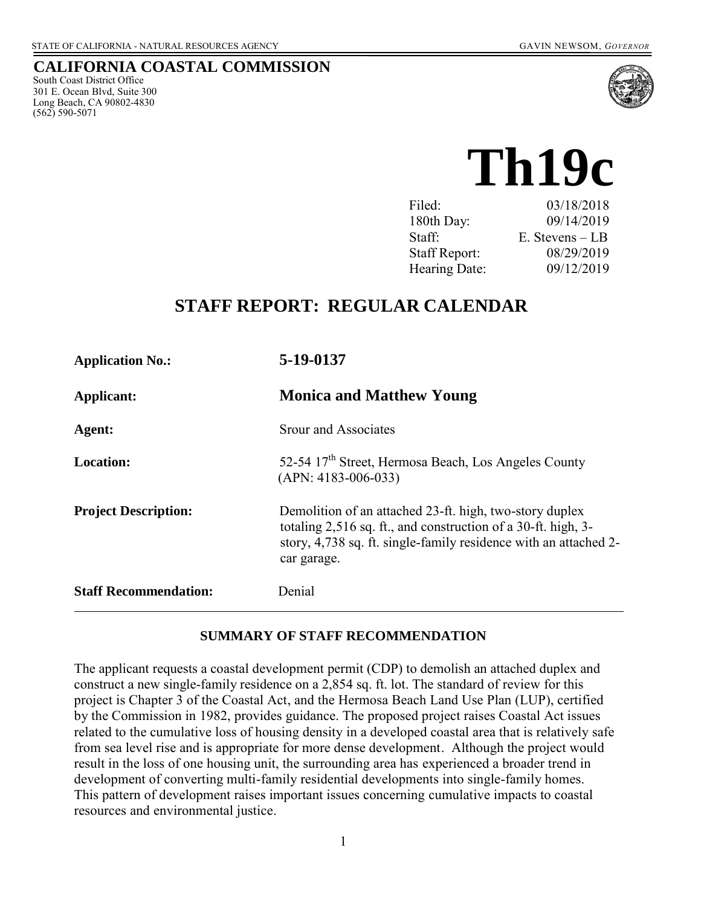STATE OF CALIFORNIA - NATURAL RESOURCES AGENCY GAVIN NEWSOM, *GOVERNOR*

# CALIFORNIA COASTAL COMMISSION

South Coast District Office
301 E. Ocean Blvd, Suite 300
Long Beach, CA 90802-4830
(562) 590-5071

# Th19c

| | |
|---|---|
| Filed: | 03/18/2018 |
| 180th Day: | 09/14/2019 |
| Staff: | E. Stevens – LB |
| Staff Report: | 08/29/2019 |
| Hearing Date: | 09/12/2019 |

## STAFF REPORT: REGULAR CALENDAR

**Application No.:** **5-19-0137**

**Applicant:** **Monica and Matthew Young**

**Agent:** Srour and Associates

**Location:** 52-54 17th Street, Hermosa Beach, Los Angeles County (APN: 4183-006-033)

**Project Description:** Demolition of an attached 23-ft. high, two-story duplex totaling 2,516 sq. ft., and construction of a 30-ft. high, 3-story, 4,738 sq. ft. single-family residence with an attached 2-car garage.

**Staff Recommendation:** Denial

### SUMMARY OF STAFF RECOMMENDATION

The applicant requests a coastal development permit (CDP) to demolish an attached duplex and construct a new single-family residence on a 2,854 sq. ft. lot. The standard of review for this project is Chapter 3 of the Coastal Act, and the Hermosa Beach Land Use Plan (LUP), certified by the Commission in 1982, provides guidance. The proposed project raises Coastal Act issues related to the cumulative loss of housing density in a developed coastal area that is relatively safe from sea level rise and is appropriate for more dense development. Although the project would result in the loss of one housing unit, the surrounding area has experienced a broader trend in development of converting multi-family residential developments into single-family homes. This pattern of development raises important issues concerning cumulative impacts to coastal resources and environmental justice.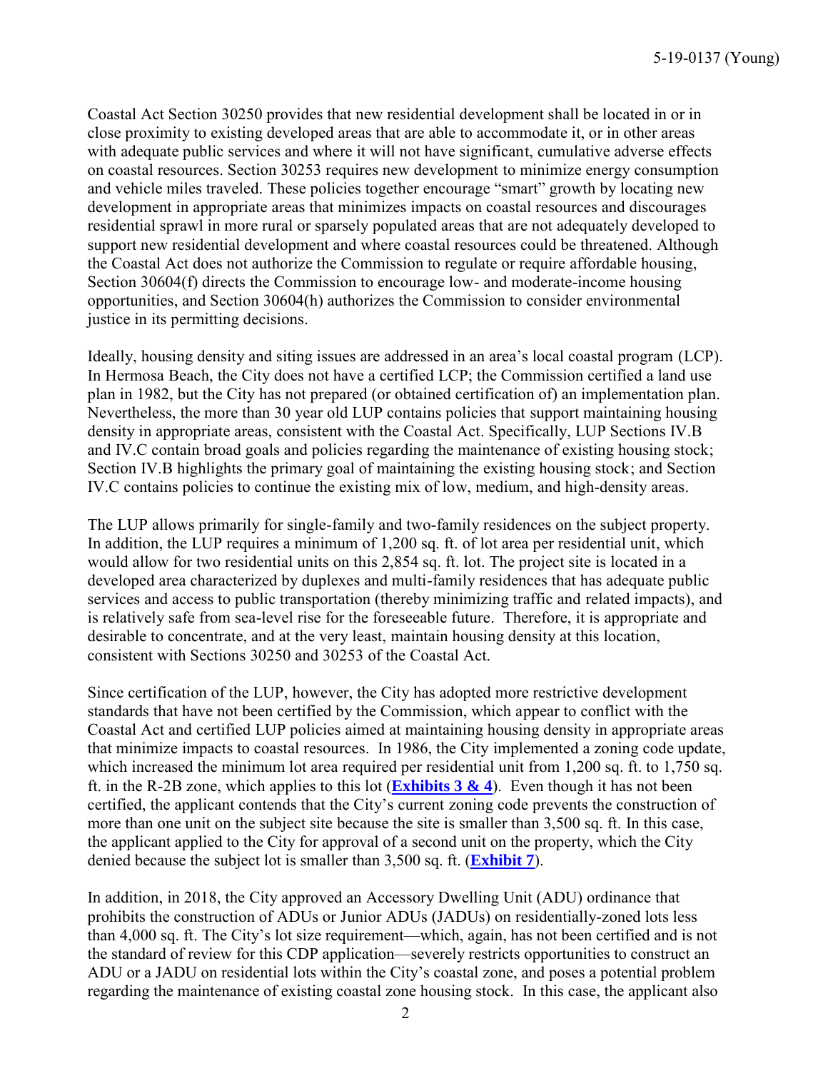Coastal Act Section 30250 provides that new residential development shall be located in or in close proximity to existing developed areas that are able to accommodate it, or in other areas with adequate public services and where it will not have significant, cumulative adverse effects on coastal resources. Section 30253 requires new development to minimize energy consumption and vehicle miles traveled. These policies together encourage "smart" growth by locating new development in appropriate areas that minimizes impacts on coastal resources and discourages residential sprawl in more rural or sparsely populated areas that are not adequately developed to support new residential development and where coastal resources could be threatened. Although the Coastal Act does not authorize the Commission to regulate or require affordable housing, Section 30604(f) directs the Commission to encourage low- and moderate-income housing opportunities, and Section 30604(h) authorizes the Commission to consider environmental justice in its permitting decisions.

Ideally, housing density and siting issues are addressed in an area's local coastal program (LCP). In Hermosa Beach, the City does not have a certified LCP; the Commission certified a land use plan in 1982, but the City has not prepared (or obtained certification of) an implementation plan. Nevertheless, the more than 30 year old LUP contains policies that support maintaining housing density in appropriate areas, consistent with the Coastal Act. Specifically, LUP Sections IV.B and IV.C contain broad goals and policies regarding the maintenance of existing housing stock; Section IV.B highlights the primary goal of maintaining the existing housing stock; and Section IV.C contains policies to continue the existing mix of low, medium, and high-density areas.

The LUP allows primarily for single-family and two-family residences on the subject property. In addition, the LUP requires a minimum of 1,200 sq. ft. of lot area per residential unit, which would allow for two residential units on this 2,854 sq. ft. lot. The project site is located in a developed area characterized by duplexes and multi-family residences that has adequate public services and access to public transportation (thereby minimizing traffic and related impacts), and is relatively safe from sea-level rise for the foreseeable future. Therefore, it is appropriate and desirable to concentrate, and at the very least, maintain housing density at this location, consistent with Sections 30250 and 30253 of the Coastal Act.

Since certification of the LUP, however, the City has adopted more restrictive development standards that have not been certified by the Commission, which appear to conflict with the Coastal Act and certified LUP policies aimed at maintaining housing density in appropriate areas that minimize impacts to coastal resources. In 1986, the City implemented a zoning code update, which increased the minimum lot area required per residential unit from 1,200 sq. ft. to 1,750 sq. ft. in the R-2B zone, which applies to this lot (**Exhibits 3 & 4**). Even though it has not been certified, the applicant contends that the City's current zoning code prevents the construction of more than one unit on the subject site because the site is smaller than 3,500 sq. ft. In this case, the applicant applied to the City for approval of a second unit on the property, which the City denied because the subject lot is smaller than 3,500 sq. ft. (**Exhibit 7**).

In addition, in 2018, the City approved an Accessory Dwelling Unit (ADU) ordinance that prohibits the construction of ADUs or Junior ADUs (JADUs) on residentially-zoned lots less than 4,000 sq. ft. The City's lot size requirement—which, again, has not been certified and is not the standard of review for this CDP application—severely restricts opportunities to construct an ADU or a JADU on residential lots within the City's coastal zone, and poses a potential problem regarding the maintenance of existing coastal zone housing stock. In this case, the applicant also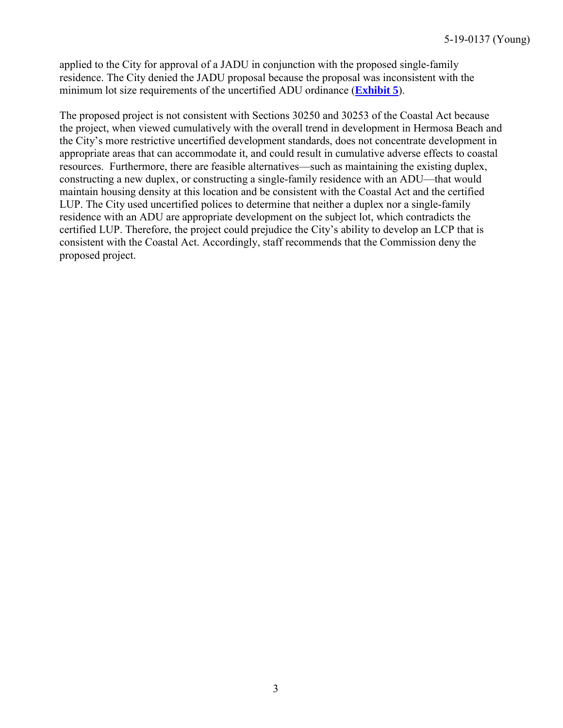applied to the City for approval of a JADU in conjunction with the proposed single-family residence. The City denied the JADU proposal because the proposal was inconsistent with the minimum lot size requirements of the uncertified ADU ordinance (**Exhibit 5**).

The proposed project is not consistent with Sections 30250 and 30253 of the Coastal Act because the project, when viewed cumulatively with the overall trend in development in Hermosa Beach and the City's more restrictive uncertified development standards, does not concentrate development in appropriate areas that can accommodate it, and could result in cumulative adverse effects to coastal resources. Furthermore, there are feasible alternatives—such as maintaining the existing duplex, constructing a new duplex, or constructing a single-family residence with an ADU—that would maintain housing density at this location and be consistent with the Coastal Act and the certified LUP. The City used uncertified polices to determine that neither a duplex nor a single-family residence with an ADU are appropriate development on the subject lot, which contradicts the certified LUP. Therefore, the project could prejudice the City's ability to develop an LCP that is consistent with the Coastal Act. Accordingly, staff recommends that the Commission deny the proposed project.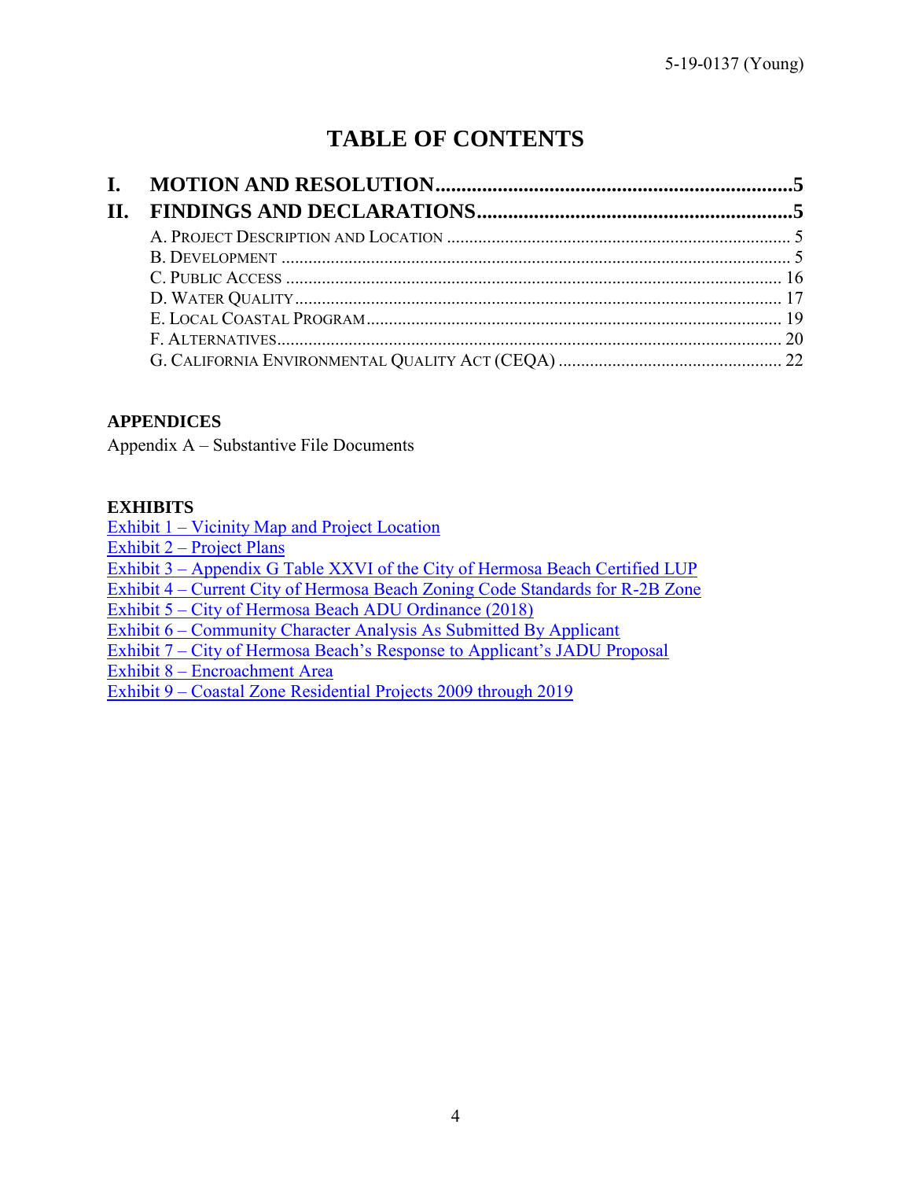# TABLE OF CONTENTS

**I. MOTION AND RESOLUTION.....................................................................5**

**II. FINDINGS AND DECLARATIONS............................................................5**

- A. Project Description and Location ............................................................................. 5
- B. Development ................................................................................................... 5
- C. Public Access .............................................................................................. 16
- D. Water Quality............................................................................................. 17
- E. Local Coastal Program............................................................................... 19
- F. Alternatives................................................................................................ 20
- G. California Environmental Quality Act (CEQA) ................................................. 22

**APPENDICES**

Appendix A – Substantive File Documents

**EXHIBITS**

Exhibit 1 – Vicinity Map and Project Location
Exhibit 2 – Project Plans
Exhibit 3 – Appendix G Table XXVI of the City of Hermosa Beach Certified LUP
Exhibit 4 – Current City of Hermosa Beach Zoning Code Standards for R-2B Zone
Exhibit 5 – City of Hermosa Beach ADU Ordinance (2018)
Exhibit 6 – Community Character Analysis As Submitted By Applicant
Exhibit 7 – City of Hermosa Beach's Response to Applicant's JADU Proposal
Exhibit 8 – Encroachment Area
Exhibit 9 – Coastal Zone Residential Projects 2009 through 2019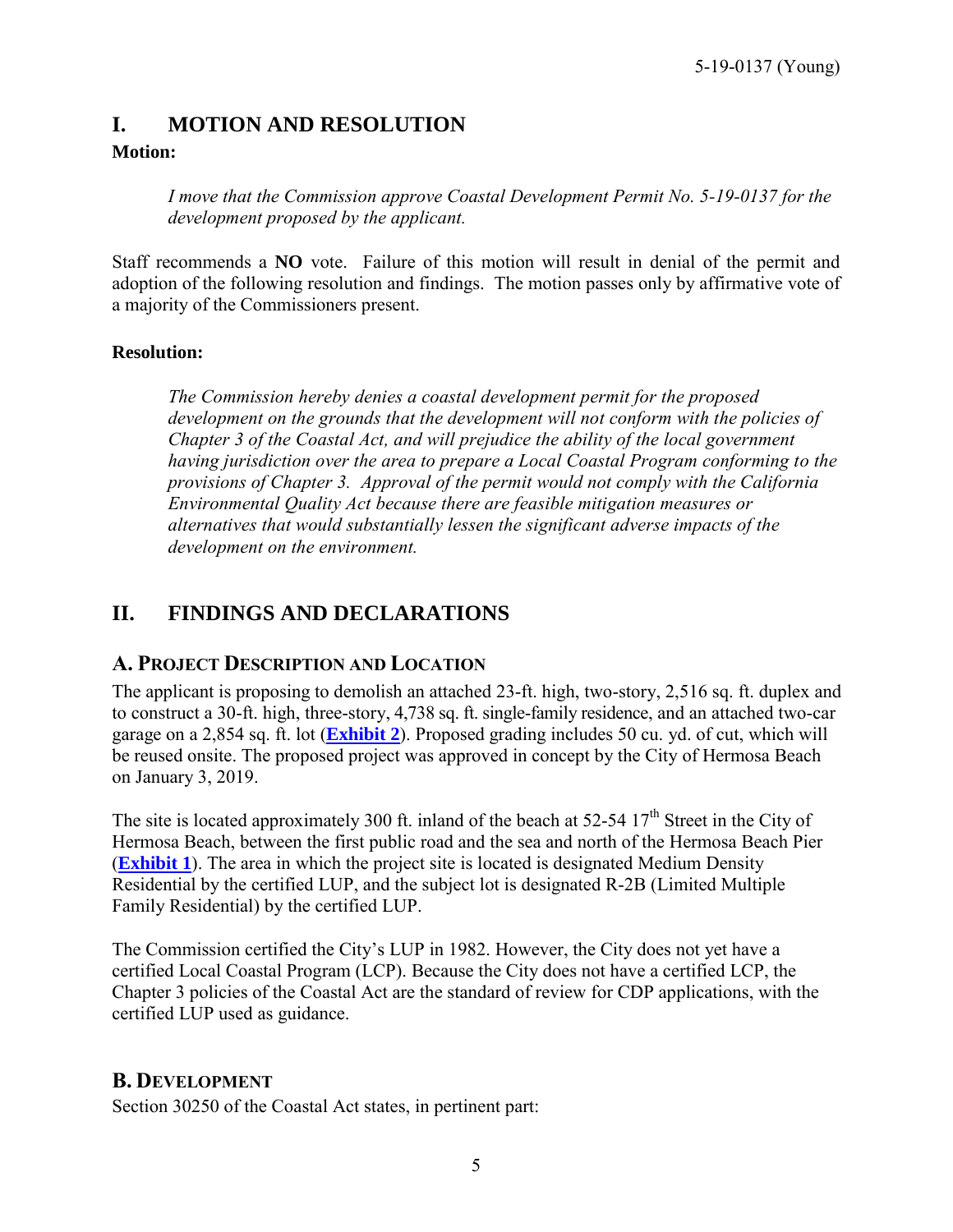# I. MOTION AND RESOLUTION

**Motion:**

> *I move that the Commission approve Coastal Development Permit No. 5-19-0137 for the development proposed by the applicant.*

Staff recommends a **NO** vote. Failure of this motion will result in denial of the permit and adoption of the following resolution and findings. The motion passes only by affirmative vote of a majority of the Commissioners present.

**Resolution:**

> *The Commission hereby denies a coastal development permit for the proposed development on the grounds that the development will not conform with the policies of Chapter 3 of the Coastal Act, and will prejudice the ability of the local government having jurisdiction over the area to prepare a Local Coastal Program conforming to the provisions of Chapter 3. Approval of the permit would not comply with the California Environmental Quality Act because there are feasible mitigation measures or alternatives that would substantially lessen the significant adverse impacts of the development on the environment.*

# II. FINDINGS AND DECLARATIONS

## A. PROJECT DESCRIPTION AND LOCATION

The applicant is proposing to demolish an attached 23-ft. high, two-story, 2,516 sq. ft. duplex and to construct a 30-ft. high, three-story, 4,738 sq. ft. single-family residence, and an attached two-car garage on a 2,854 sq. ft. lot (**Exhibit 2**). Proposed grading includes 50 cu. yd. of cut, which will be reused onsite. The proposed project was approved in concept by the City of Hermosa Beach on January 3, 2019.

The site is located approximately 300 ft. inland of the beach at 52-54 17th Street in the City of Hermosa Beach, between the first public road and the sea and north of the Hermosa Beach Pier (**Exhibit 1**). The area in which the project site is located is designated Medium Density Residential by the certified LUP, and the subject lot is designated R-2B (Limited Multiple Family Residential) by the certified LUP.

The Commission certified the City's LUP in 1982. However, the City does not yet have a certified Local Coastal Program (LCP). Because the City does not have a certified LCP, the Chapter 3 policies of the Coastal Act are the standard of review for CDP applications, with the certified LUP used as guidance.

## B. DEVELOPMENT

Section 30250 of the Coastal Act states, in pertinent part: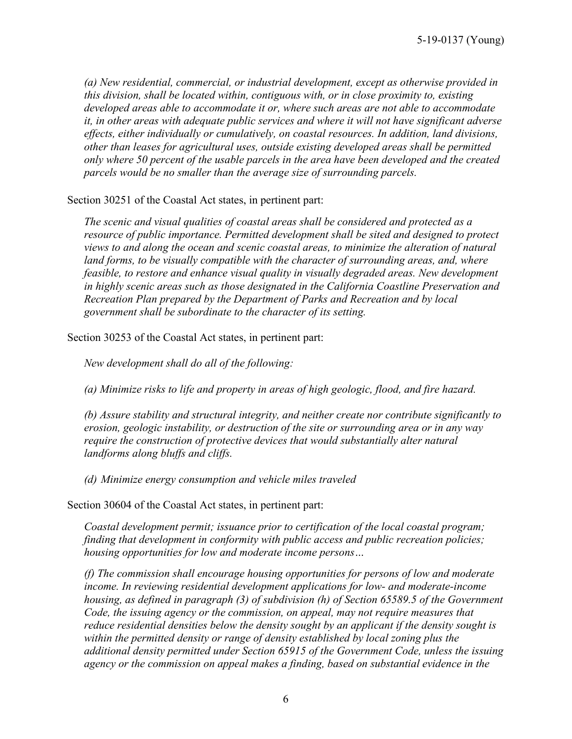*(a) New residential, commercial, or industrial development, except as otherwise provided in this division, shall be located within, contiguous with, or in close proximity to, existing developed areas able to accommodate it or, where such areas are not able to accommodate it, in other areas with adequate public services and where it will not have significant adverse effects, either individually or cumulatively, on coastal resources. In addition, land divisions, other than leases for agricultural uses, outside existing developed areas shall be permitted only where 50 percent of the usable parcels in the area have been developed and the created parcels would be no smaller than the average size of surrounding parcels.*

Section 30251 of the Coastal Act states, in pertinent part:

*The scenic and visual qualities of coastal areas shall be considered and protected as a resource of public importance. Permitted development shall be sited and designed to protect views to and along the ocean and scenic coastal areas, to minimize the alteration of natural land forms, to be visually compatible with the character of surrounding areas, and, where feasible, to restore and enhance visual quality in visually degraded areas. New development in highly scenic areas such as those designated in the California Coastline Preservation and Recreation Plan prepared by the Department of Parks and Recreation and by local government shall be subordinate to the character of its setting.*

Section 30253 of the Coastal Act states, in pertinent part:

*New development shall do all of the following:*

*(a) Minimize risks to life and property in areas of high geologic, flood, and fire hazard.*

*(b) Assure stability and structural integrity, and neither create nor contribute significantly to erosion, geologic instability, or destruction of the site or surrounding area or in any way require the construction of protective devices that would substantially alter natural landforms along bluffs and cliffs.*

*(d) Minimize energy consumption and vehicle miles traveled*

Section 30604 of the Coastal Act states, in pertinent part:

*Coastal development permit; issuance prior to certification of the local coastal program; finding that development in conformity with public access and public recreation policies; housing opportunities for low and moderate income persons…*

*(f) The commission shall encourage housing opportunities for persons of low and moderate income. In reviewing residential development applications for low- and moderate-income housing, as defined in paragraph (3) of subdivision (h) of Section 65589.5 of the Government Code, the issuing agency or the commission, on appeal, may not require measures that reduce residential densities below the density sought by an applicant if the density sought is within the permitted density or range of density established by local zoning plus the additional density permitted under Section 65915 of the Government Code, unless the issuing agency or the commission on appeal makes a finding, based on substantial evidence in the*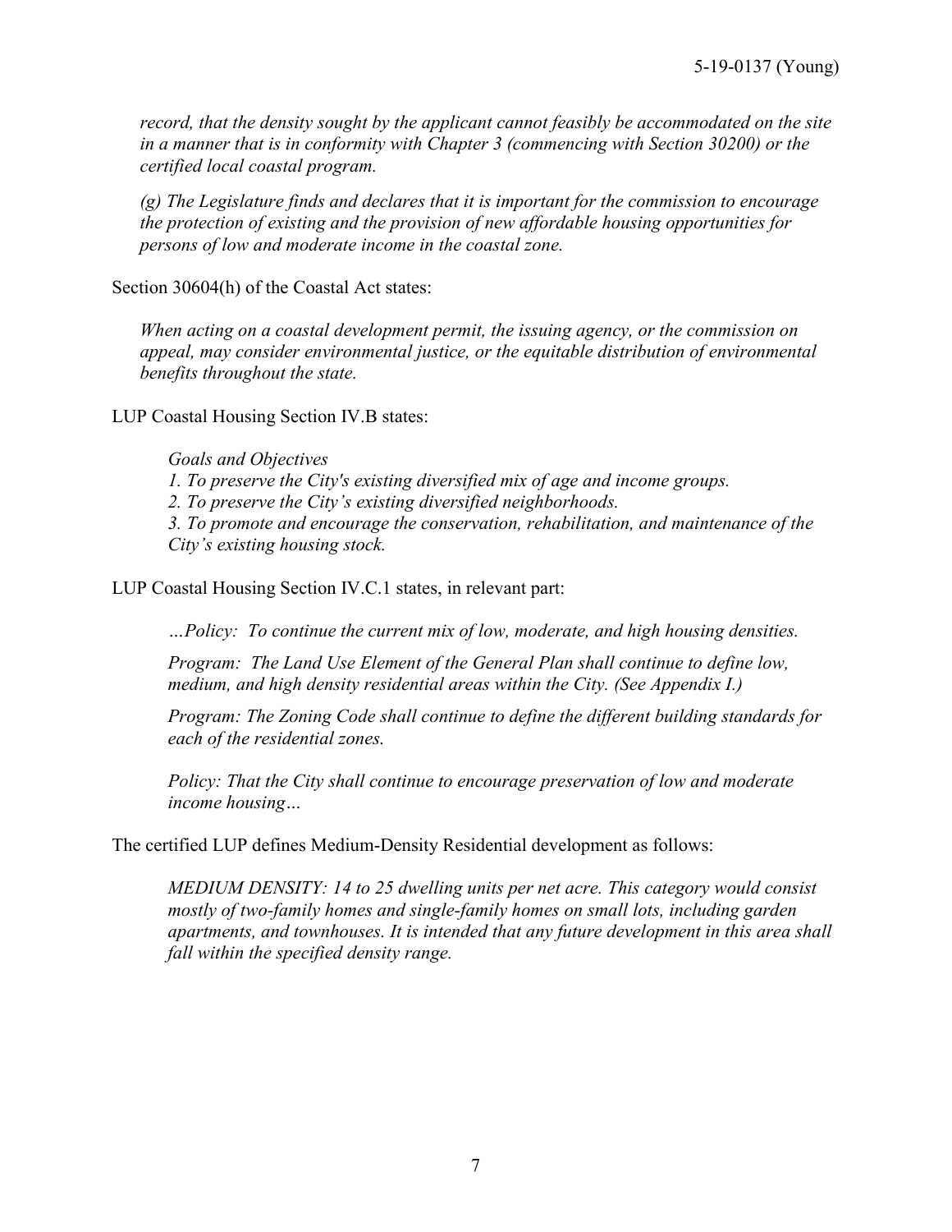*record, that the density sought by the applicant cannot feasibly be accommodated on the site in a manner that is in conformity with Chapter 3 (commencing with Section 30200) or the certified local coastal program.*

*(g) The Legislature finds and declares that it is important for the commission to encourage the protection of existing and the provision of new affordable housing opportunities for persons of low and moderate income in the coastal zone.*

Section 30604(h) of the Coastal Act states:

*When acting on a coastal development permit, the issuing agency, or the commission on appeal, may consider environmental justice, or the equitable distribution of environmental benefits throughout the state.*

LUP Coastal Housing Section IV.B states:

*Goals and Objectives*
*1. To preserve the City's existing diversified mix of age and income groups.*
*2. To preserve the City's existing diversified neighborhoods.*
*3. To promote and encourage the conservation, rehabilitation, and maintenance of the City's existing housing stock.*

LUP Coastal Housing Section IV.C.1 states, in relevant part:

*…Policy: To continue the current mix of low, moderate, and high housing densities.*

*Program: The Land Use Element of the General Plan shall continue to define low, medium, and high density residential areas within the City. (See Appendix I.)*

*Program: The Zoning Code shall continue to define the different building standards for each of the residential zones.*

*Policy: That the City shall continue to encourage preservation of low and moderate income housing…*

The certified LUP defines Medium-Density Residential development as follows:

*MEDIUM DENSITY: 14 to 25 dwelling units per net acre. This category would consist mostly of two-family homes and single-family homes on small lots, including garden apartments, and townhouses. It is intended that any future development in this area shall fall within the specified density range.*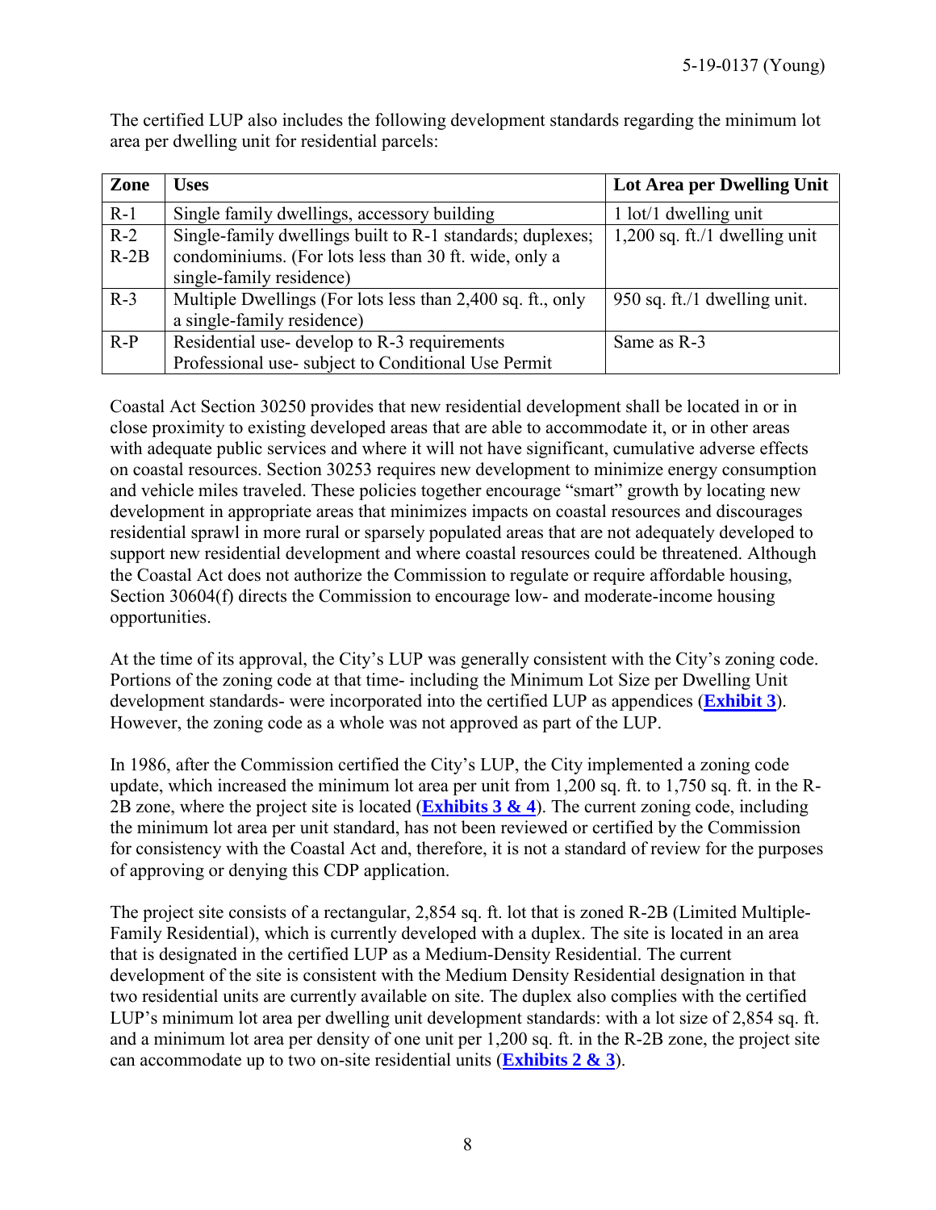The certified LUP also includes the following development standards regarding the minimum lot area per dwelling unit for residential parcels:

| Zone | Uses | Lot Area per Dwelling Unit |
|---|---|---|
| R-1 | Single family dwellings, accessory building | 1 lot/1 dwelling unit |
| R-2 R-2B | Single-family dwellings built to R-1 standards; duplexes; condominiums. (For lots less than 30 ft. wide, only a single-family residence) | 1,200 sq. ft./1 dwelling unit |
| R-3 | Multiple Dwellings (For lots less than 2,400 sq. ft., only a single-family residence) | 950 sq. ft./1 dwelling unit. |
| R-P | Residential use- develop to R-3 requirements Professional use- subject to Conditional Use Permit | Same as R-3 |

Coastal Act Section 30250 provides that new residential development shall be located in or in close proximity to existing developed areas that are able to accommodate it, or in other areas with adequate public services and where it will not have significant, cumulative adverse effects on coastal resources. Section 30253 requires new development to minimize energy consumption and vehicle miles traveled. These policies together encourage "smart" growth by locating new development in appropriate areas that minimizes impacts on coastal resources and discourages residential sprawl in more rural or sparsely populated areas that are not adequately developed to support new residential development and where coastal resources could be threatened. Although the Coastal Act does not authorize the Commission to regulate or require affordable housing, Section 30604(f) directs the Commission to encourage low- and moderate-income housing opportunities.

At the time of its approval, the City's LUP was generally consistent with the City's zoning code. Portions of the zoning code at that time- including the Minimum Lot Size per Dwelling Unit development standards- were incorporated into the certified LUP as appendices (**Exhibit 3**). However, the zoning code as a whole was not approved as part of the LUP.

In 1986, after the Commission certified the City's LUP, the City implemented a zoning code update, which increased the minimum lot area per unit from 1,200 sq. ft. to 1,750 sq. ft. in the R-2B zone, where the project site is located (**Exhibits 3 & 4**). The current zoning code, including the minimum lot area per unit standard, has not been reviewed or certified by the Commission for consistency with the Coastal Act and, therefore, it is not a standard of review for the purposes of approving or denying this CDP application.

The project site consists of a rectangular, 2,854 sq. ft. lot that is zoned R-2B (Limited Multiple-Family Residential), which is currently developed with a duplex. The site is located in an area that is designated in the certified LUP as a Medium-Density Residential. The current development of the site is consistent with the Medium Density Residential designation in that two residential units are currently available on site. The duplex also complies with the certified LUP's minimum lot area per dwelling unit development standards: with a lot size of 2,854 sq. ft. and a minimum lot area per density of one unit per 1,200 sq. ft. in the R-2B zone, the project site can accommodate up to two on-site residential units (**Exhibits 2 & 3**).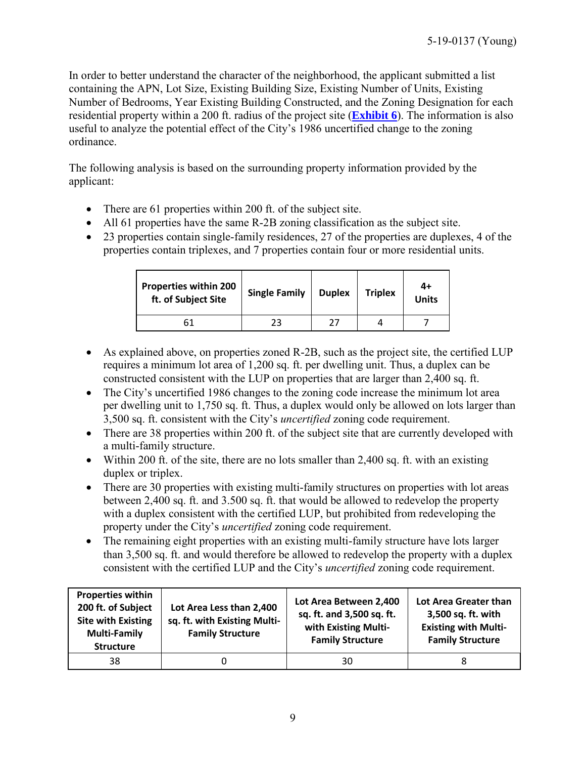In order to better understand the character of the neighborhood, the applicant submitted a list containing the APN, Lot Size, Existing Building Size, Existing Number of Units, Existing Number of Bedrooms, Year Existing Building Constructed, and the Zoning Designation for each residential property within a 200 ft. radius of the project site (**Exhibit 6**). The information is also useful to analyze the potential effect of the City's 1986 uncertified change to the zoning ordinance.

The following analysis is based on the surrounding property information provided by the applicant:

- There are 61 properties within 200 ft. of the subject site.
- All 61 properties have the same R-2B zoning classification as the subject site.
- 23 properties contain single-family residences, 27 of the properties are duplexes, 4 of the properties contain triplexes, and 7 properties contain four or more residential units.

| Properties within 200 ft. of Subject Site | Single Family | Duplex | Triplex | 4+ Units |
| --- | --- | --- | --- | --- |
| 61 | 23 | 27 | 4 | 7 |

- As explained above, on properties zoned R-2B, such as the project site, the certified LUP requires a minimum lot area of 1,200 sq. ft. per dwelling unit. Thus, a duplex can be constructed consistent with the LUP on properties that are larger than 2,400 sq. ft.
- The City's uncertified 1986 changes to the zoning code increase the minimum lot area per dwelling unit to 1,750 sq. ft. Thus, a duplex would only be allowed on lots larger than 3,500 sq. ft. consistent with the City's *uncertified* zoning code requirement.
- There are 38 properties within 200 ft. of the subject site that are currently developed with a multi-family structure.
- Within 200 ft. of the site, there are no lots smaller than 2,400 sq. ft. with an existing duplex or triplex.
- There are 30 properties with existing multi-family structures on properties with lot areas between 2,400 sq. ft. and 3.500 sq. ft. that would be allowed to redevelop the property with a duplex consistent with the certified LUP, but prohibited from redeveloping the property under the City's *uncertified* zoning code requirement.
- The remaining eight properties with an existing multi-family structure have lots larger than 3,500 sq. ft. and would therefore be allowed to redevelop the property with a duplex consistent with the certified LUP and the City's *uncertified* zoning code requirement.

| Properties within 200 ft. of Subject Site with Existing Multi-Family Structure | Lot Area Less than 2,400 sq. ft. with Existing Multi-Family Structure | Lot Area Between 2,400 sq. ft. and 3,500 sq. ft. with Existing Multi-Family Structure | Lot Area Greater than 3,500 sq. ft. with Existing with Multi-Family Structure |
| --- | --- | --- | --- |
| 38 | 0 | 30 | 8 |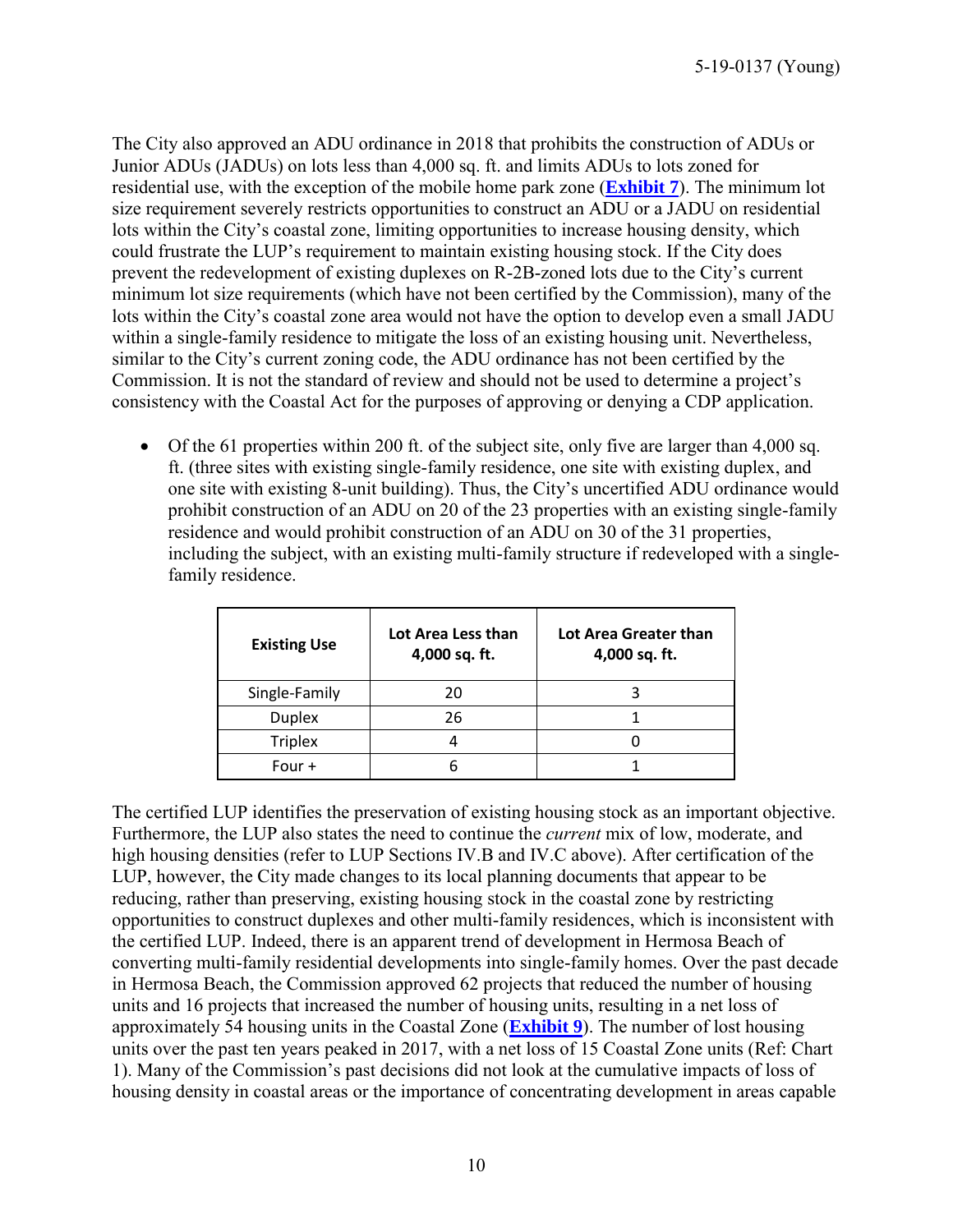The City also approved an ADU ordinance in 2018 that prohibits the construction of ADUs or Junior ADUs (JADUs) on lots less than 4,000 sq. ft. and limits ADUs to lots zoned for residential use, with the exception of the mobile home park zone (**Exhibit 7**). The minimum lot size requirement severely restricts opportunities to construct an ADU or a JADU on residential lots within the City's coastal zone, limiting opportunities to increase housing density, which could frustrate the LUP's requirement to maintain existing housing stock. If the City does prevent the redevelopment of existing duplexes on R-2B-zoned lots due to the City's current minimum lot size requirements (which have not been certified by the Commission), many of the lots within the City's coastal zone area would not have the option to develop even a small JADU within a single-family residence to mitigate the loss of an existing housing unit. Nevertheless, similar to the City's current zoning code, the ADU ordinance has not been certified by the Commission. It is not the standard of review and should not be used to determine a project's consistency with the Coastal Act for the purposes of approving or denying a CDP application.

- Of the 61 properties within 200 ft. of the subject site, only five are larger than 4,000 sq. ft. (three sites with existing single-family residence, one site with existing duplex, and one site with existing 8-unit building). Thus, the City's uncertified ADU ordinance would prohibit construction of an ADU on 20 of the 23 properties with an existing single-family residence and would prohibit construction of an ADU on 30 of the 31 properties, including the subject, with an existing multi-family structure if redeveloped with a single-family residence.

| Existing Use | Lot Area Less than 4,000 sq. ft. | Lot Area Greater than 4,000 sq. ft. |
|---|---|---|
| Single-Family | 20 | 3 |
| Duplex | 26 | 1 |
| Triplex | 4 | 0 |
| Four + | 6 | 1 |

The certified LUP identifies the preservation of existing housing stock as an important objective. Furthermore, the LUP also states the need to continue the *current* mix of low, moderate, and high housing densities (refer to LUP Sections IV.B and IV.C above). After certification of the LUP, however, the City made changes to its local planning documents that appear to be reducing, rather than preserving, existing housing stock in the coastal zone by restricting opportunities to construct duplexes and other multi-family residences, which is inconsistent with the certified LUP. Indeed, there is an apparent trend of development in Hermosa Beach of converting multi-family residential developments into single-family homes. Over the past decade in Hermosa Beach, the Commission approved 62 projects that reduced the number of housing units and 16 projects that increased the number of housing units, resulting in a net loss of approximately 54 housing units in the Coastal Zone (**Exhibit 9**). The number of lost housing units over the past ten years peaked in 2017, with a net loss of 15 Coastal Zone units (Ref: Chart 1). Many of the Commission's past decisions did not look at the cumulative impacts of loss of housing density in coastal areas or the importance of concentrating development in areas capable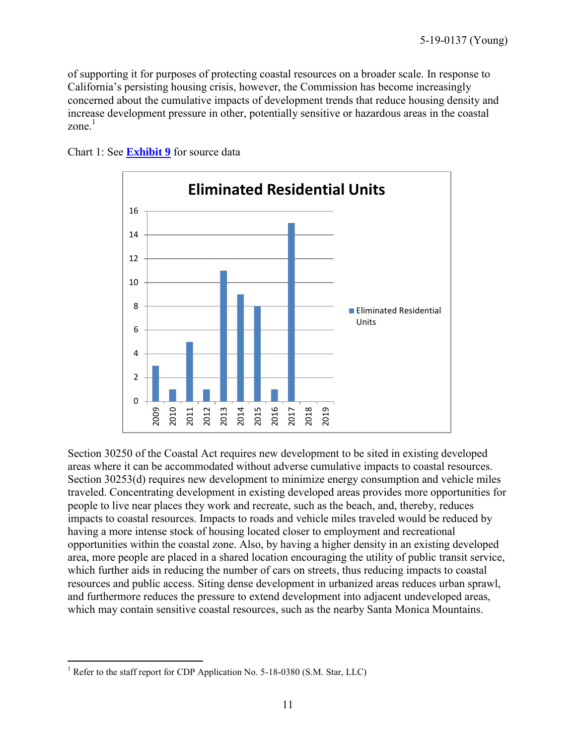of supporting it for purposes of protecting coastal resources on a broader scale. In response to California's persisting housing crisis, however, the Commission has become increasingly concerned about the cumulative impacts of development trends that reduce housing density and increase development pressure in other, potentially sensitive or hazardous areas in the coastal zone.[1]

Chart 1: See **Exhibit 9** for source data

**Eliminated Residential Units**

| Year | Eliminated Residential Units |
|---|---|
| 2009 | 3 |
| 2010 | 1 |
| 2011 | 5 |
| 2012 | 1 |
| 2013 | 11 |
| 2014 | 9 |
| 2015 | 8 |
| 2016 | 1 |
| 2017 | 15 |
| 2018 | 0 |
| 2019 | 0 |

Section 30250 of the Coastal Act requires new development to be sited in existing developed areas where it can be accommodated without adverse cumulative impacts to coastal resources. Section 30253(d) requires new development to minimize energy consumption and vehicle miles traveled. Concentrating development in existing developed areas provides more opportunities for people to live near places they work and recreate, such as the beach, and, thereby, reduces impacts to coastal resources. Impacts to roads and vehicle miles traveled would be reduced by having a more intense stock of housing located closer to employment and recreational opportunities within the coastal zone. Also, by having a higher density in an existing developed area, more people are placed in a shared location encouraging the utility of public transit service, which further aids in reducing the number of cars on streets, thus reducing impacts to coastal resources and public access. Siting dense development in urbanized areas reduces urban sprawl, and furthermore reduces the pressure to extend development into adjacent undeveloped areas, which may contain sensitive coastal resources, such as the nearby Santa Monica Mountains.

---

[1] Refer to the staff report for CDP Application No. 5-18-0380 (S.M. Star, LLC)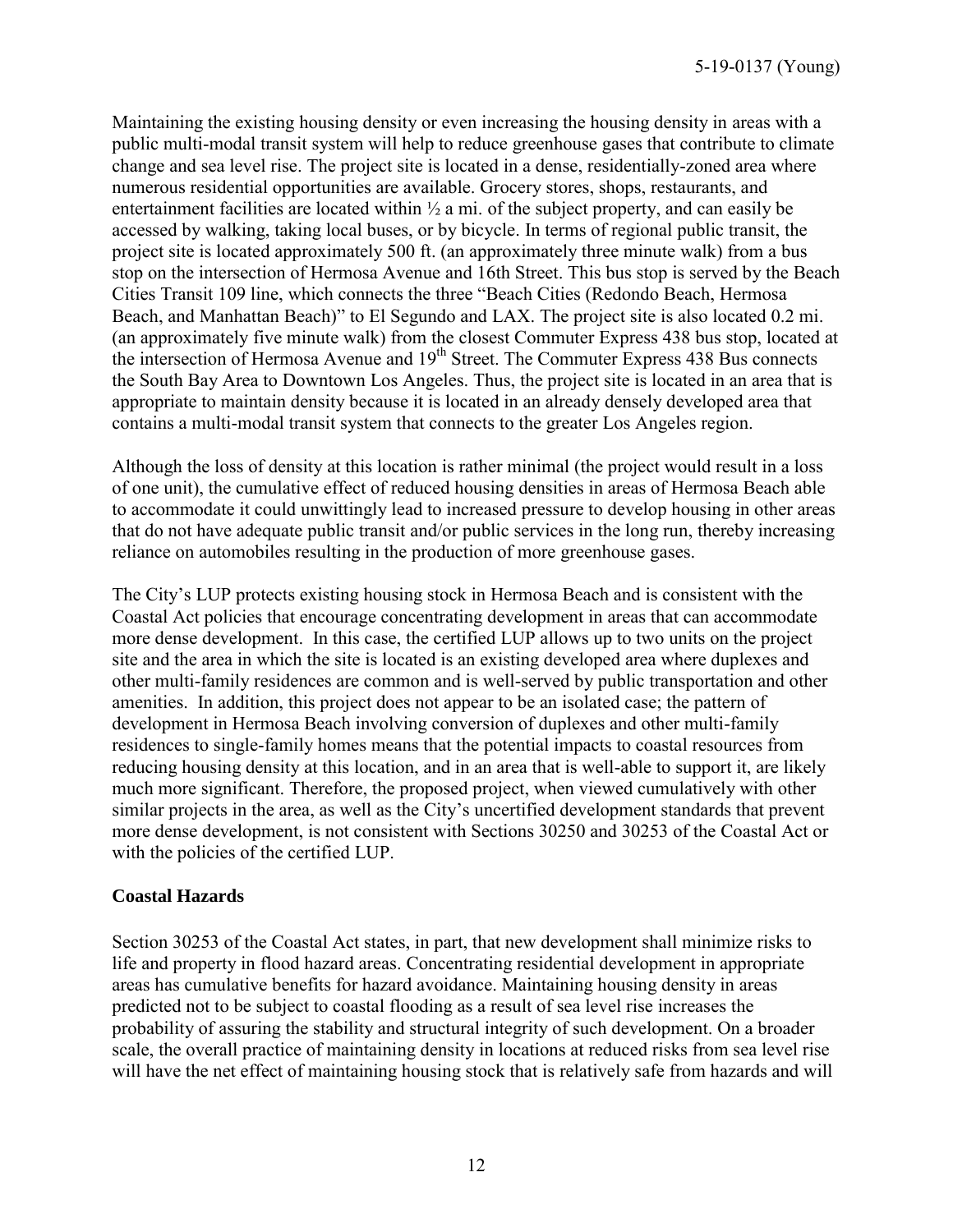Maintaining the existing housing density or even increasing the housing density in areas with a public multi-modal transit system will help to reduce greenhouse gases that contribute to climate change and sea level rise. The project site is located in a dense, residentially-zoned area where numerous residential opportunities are available. Grocery stores, shops, restaurants, and entertainment facilities are located within ½ a mi. of the subject property, and can easily be accessed by walking, taking local buses, or by bicycle. In terms of regional public transit, the project site is located approximately 500 ft. (an approximately three minute walk) from a bus stop on the intersection of Hermosa Avenue and 16th Street. This bus stop is served by the Beach Cities Transit 109 line, which connects the three "Beach Cities (Redondo Beach, Hermosa Beach, and Manhattan Beach)" to El Segundo and LAX. The project site is also located 0.2 mi. (an approximately five minute walk) from the closest Commuter Express 438 bus stop, located at the intersection of Hermosa Avenue and 19th Street. The Commuter Express 438 Bus connects the South Bay Area to Downtown Los Angeles. Thus, the project site is located in an area that is appropriate to maintain density because it is located in an already densely developed area that contains a multi-modal transit system that connects to the greater Los Angeles region.

Although the loss of density at this location is rather minimal (the project would result in a loss of one unit), the cumulative effect of reduced housing densities in areas of Hermosa Beach able to accommodate it could unwittingly lead to increased pressure to develop housing in other areas that do not have adequate public transit and/or public services in the long run, thereby increasing reliance on automobiles resulting in the production of more greenhouse gases.

The City's LUP protects existing housing stock in Hermosa Beach and is consistent with the Coastal Act policies that encourage concentrating development in areas that can accommodate more dense development. In this case, the certified LUP allows up to two units on the project site and the area in which the site is located is an existing developed area where duplexes and other multi-family residences are common and is well-served by public transportation and other amenities. In addition, this project does not appear to be an isolated case; the pattern of development in Hermosa Beach involving conversion of duplexes and other multi-family residences to single-family homes means that the potential impacts to coastal resources from reducing housing density at this location, and in an area that is well-able to support it, are likely much more significant. Therefore, the proposed project, when viewed cumulatively with other similar projects in the area, as well as the City's uncertified development standards that prevent more dense development, is not consistent with Sections 30250 and 30253 of the Coastal Act or with the policies of the certified LUP.

**Coastal Hazards**

Section 30253 of the Coastal Act states, in part, that new development shall minimize risks to life and property in flood hazard areas. Concentrating residential development in appropriate areas has cumulative benefits for hazard avoidance. Maintaining housing density in areas predicted not to be subject to coastal flooding as a result of sea level rise increases the probability of assuring the stability and structural integrity of such development. On a broader scale, the overall practice of maintaining density in locations at reduced risks from sea level rise will have the net effect of maintaining housing stock that is relatively safe from hazards and will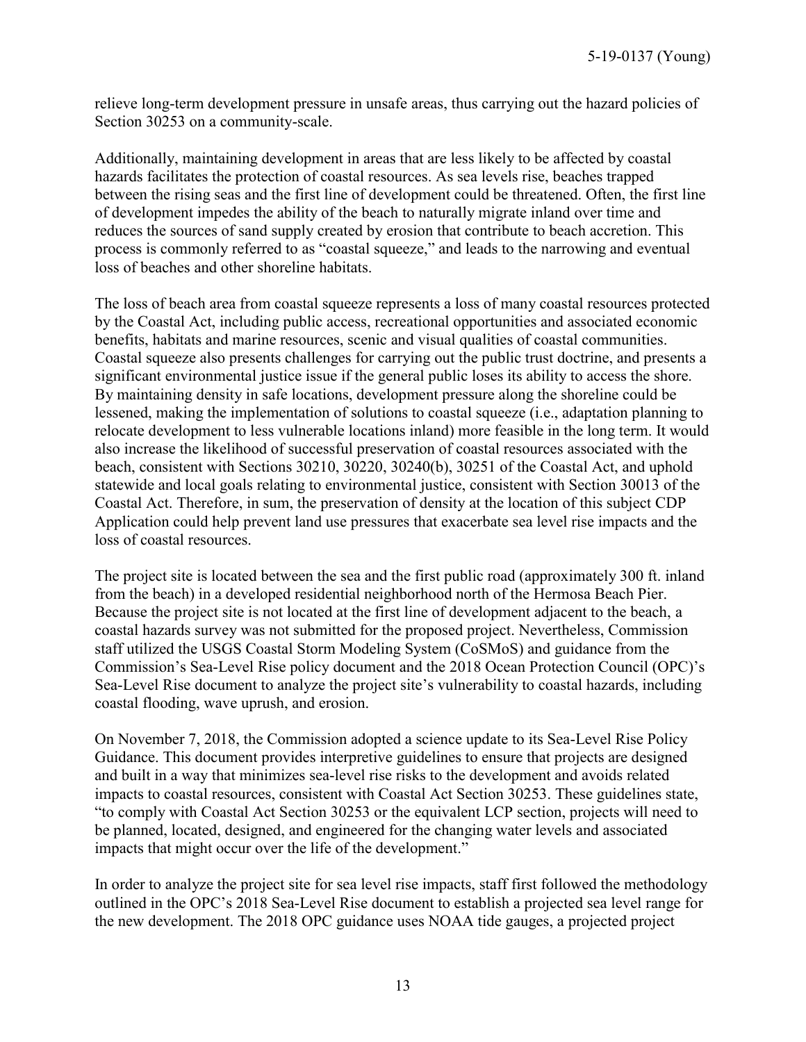relieve long-term development pressure in unsafe areas, thus carrying out the hazard policies of Section 30253 on a community-scale.

Additionally, maintaining development in areas that are less likely to be affected by coastal hazards facilitates the protection of coastal resources. As sea levels rise, beaches trapped between the rising seas and the first line of development could be threatened. Often, the first line of development impedes the ability of the beach to naturally migrate inland over time and reduces the sources of sand supply created by erosion that contribute to beach accretion. This process is commonly referred to as "coastal squeeze," and leads to the narrowing and eventual loss of beaches and other shoreline habitats.

The loss of beach area from coastal squeeze represents a loss of many coastal resources protected by the Coastal Act, including public access, recreational opportunities and associated economic benefits, habitats and marine resources, scenic and visual qualities of coastal communities. Coastal squeeze also presents challenges for carrying out the public trust doctrine, and presents a significant environmental justice issue if the general public loses its ability to access the shore. By maintaining density in safe locations, development pressure along the shoreline could be lessened, making the implementation of solutions to coastal squeeze (i.e., adaptation planning to relocate development to less vulnerable locations inland) more feasible in the long term. It would also increase the likelihood of successful preservation of coastal resources associated with the beach, consistent with Sections 30210, 30220, 30240(b), 30251 of the Coastal Act, and uphold statewide and local goals relating to environmental justice, consistent with Section 30013 of the Coastal Act. Therefore, in sum, the preservation of density at the location of this subject CDP Application could help prevent land use pressures that exacerbate sea level rise impacts and the loss of coastal resources.

The project site is located between the sea and the first public road (approximately 300 ft. inland from the beach) in a developed residential neighborhood north of the Hermosa Beach Pier. Because the project site is not located at the first line of development adjacent to the beach, a coastal hazards survey was not submitted for the proposed project. Nevertheless, Commission staff utilized the USGS Coastal Storm Modeling System (CoSMoS) and guidance from the Commission's Sea-Level Rise policy document and the 2018 Ocean Protection Council (OPC)'s Sea-Level Rise document to analyze the project site's vulnerability to coastal hazards, including coastal flooding, wave uprush, and erosion.

On November 7, 2018, the Commission adopted a science update to its Sea-Level Rise Policy Guidance. This document provides interpretive guidelines to ensure that projects are designed and built in a way that minimizes sea-level rise risks to the development and avoids related impacts to coastal resources, consistent with Coastal Act Section 30253. These guidelines state, "to comply with Coastal Act Section 30253 or the equivalent LCP section, projects will need to be planned, located, designed, and engineered for the changing water levels and associated impacts that might occur over the life of the development."

In order to analyze the project site for sea level rise impacts, staff first followed the methodology outlined in the OPC's 2018 Sea-Level Rise document to establish a projected sea level range for the new development. The 2018 OPC guidance uses NOAA tide gauges, a projected project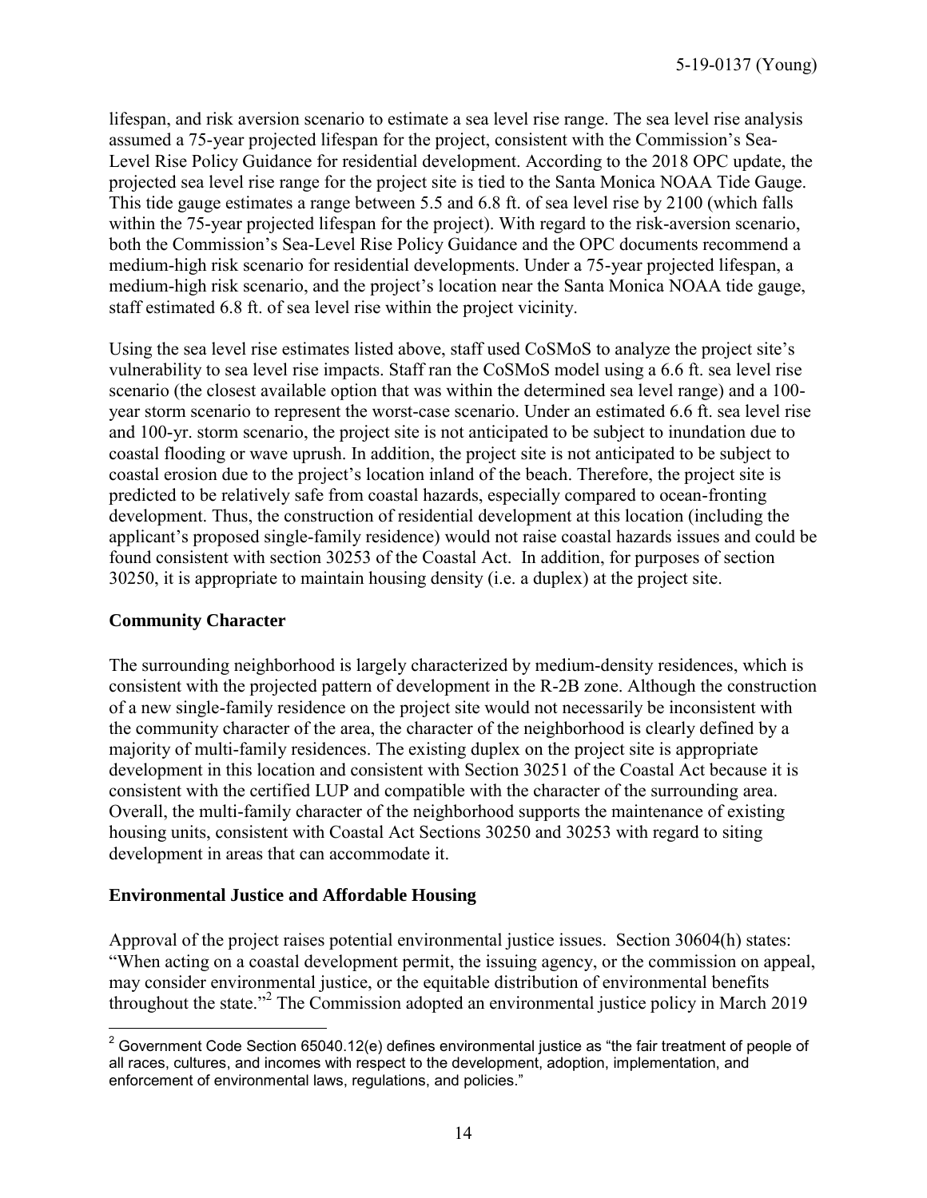lifespan, and risk aversion scenario to estimate a sea level rise range. The sea level rise analysis assumed a 75-year projected lifespan for the project, consistent with the Commission's Sea-Level Rise Policy Guidance for residential development. According to the 2018 OPC update, the projected sea level rise range for the project site is tied to the Santa Monica NOAA Tide Gauge. This tide gauge estimates a range between 5.5 and 6.8 ft. of sea level rise by 2100 (which falls within the 75-year projected lifespan for the project). With regard to the risk-aversion scenario, both the Commission's Sea-Level Rise Policy Guidance and the OPC documents recommend a medium-high risk scenario for residential developments. Under a 75-year projected lifespan, a medium-high risk scenario, and the project's location near the Santa Monica NOAA tide gauge, staff estimated 6.8 ft. of sea level rise within the project vicinity.

Using the sea level rise estimates listed above, staff used CoSMoS to analyze the project site's vulnerability to sea level rise impacts. Staff ran the CoSMoS model using a 6.6 ft. sea level rise scenario (the closest available option that was within the determined sea level range) and a 100-year storm scenario to represent the worst-case scenario. Under an estimated 6.6 ft. sea level rise and 100-yr. storm scenario, the project site is not anticipated to be subject to inundation due to coastal flooding or wave uprush. In addition, the project site is not anticipated to be subject to coastal erosion due to the project's location inland of the beach. Therefore, the project site is predicted to be relatively safe from coastal hazards, especially compared to ocean-fronting development. Thus, the construction of residential development at this location (including the applicant's proposed single-family residence) would not raise coastal hazards issues and could be found consistent with section 30253 of the Coastal Act. In addition, for purposes of section 30250, it is appropriate to maintain housing density (i.e. a duplex) at the project site.

### Community Character

The surrounding neighborhood is largely characterized by medium-density residences, which is consistent with the projected pattern of development in the R-2B zone. Although the construction of a new single-family residence on the project site would not necessarily be inconsistent with the community character of the area, the character of the neighborhood is clearly defined by a majority of multi-family residences. The existing duplex on the project site is appropriate development in this location and consistent with Section 30251 of the Coastal Act because it is consistent with the certified LUP and compatible with the character of the surrounding area. Overall, the multi-family character of the neighborhood supports the maintenance of existing housing units, consistent with Coastal Act Sections 30250 and 30253 with regard to siting development in areas that can accommodate it.

### Environmental Justice and Affordable Housing

Approval of the project raises potential environmental justice issues. Section 30604(h) states: "When acting on a coastal development permit, the issuing agency, or the commission on appeal, may consider environmental justice, or the equitable distribution of environmental benefits throughout the state."[2] The Commission adopted an environmental justice policy in March 2019

[2] Government Code Section 65040.12(e) defines environmental justice as "the fair treatment of people of all races, cultures, and incomes with respect to the development, adoption, implementation, and enforcement of environmental laws, regulations, and policies."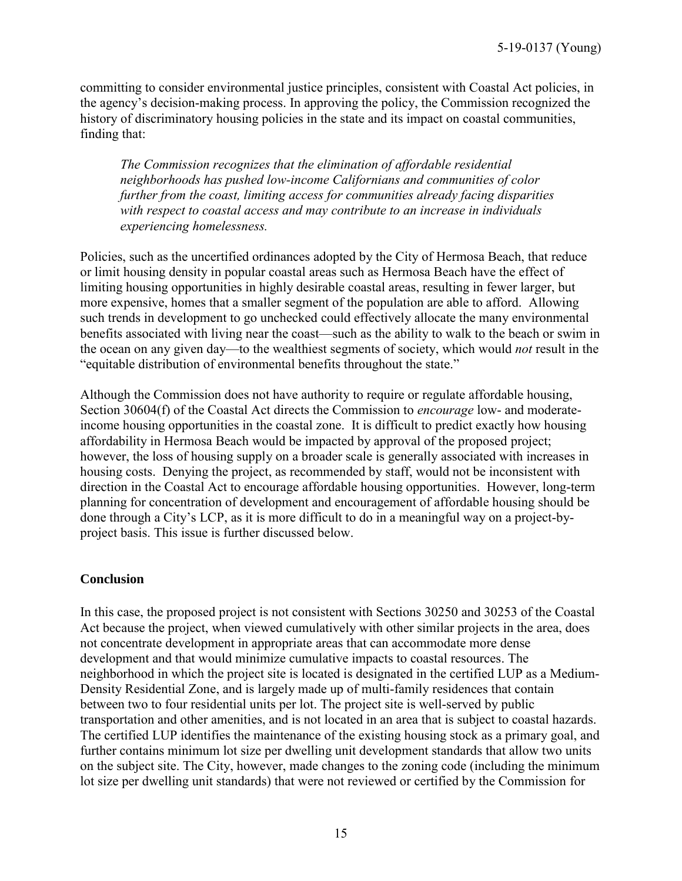committing to consider environmental justice principles, consistent with Coastal Act policies, in the agency's decision-making process. In approving the policy, the Commission recognized the history of discriminatory housing policies in the state and its impact on coastal communities, finding that:

> *The Commission recognizes that the elimination of affordable residential neighborhoods has pushed low-income Californians and communities of color further from the coast, limiting access for communities already facing disparities with respect to coastal access and may contribute to an increase in individuals experiencing homelessness.*

Policies, such as the uncertified ordinances adopted by the City of Hermosa Beach, that reduce or limit housing density in popular coastal areas such as Hermosa Beach have the effect of limiting housing opportunities in highly desirable coastal areas, resulting in fewer larger, but more expensive, homes that a smaller segment of the population are able to afford. Allowing such trends in development to go unchecked could effectively allocate the many environmental benefits associated with living near the coast—such as the ability to walk to the beach or swim in the ocean on any given day—to the wealthiest segments of society, which would *not* result in the "equitable distribution of environmental benefits throughout the state."

Although the Commission does not have authority to require or regulate affordable housing, Section 30604(f) of the Coastal Act directs the Commission to *encourage* low- and moderate-income housing opportunities in the coastal zone. It is difficult to predict exactly how housing affordability in Hermosa Beach would be impacted by approval of the proposed project; however, the loss of housing supply on a broader scale is generally associated with increases in housing costs. Denying the project, as recommended by staff, would not be inconsistent with direction in the Coastal Act to encourage affordable housing opportunities. However, long-term planning for concentration of development and encouragement of affordable housing should be done through a City's LCP, as it is more difficult to do in a meaningful way on a project-by-project basis. This issue is further discussed below.

**Conclusion**

In this case, the proposed project is not consistent with Sections 30250 and 30253 of the Coastal Act because the project, when viewed cumulatively with other similar projects in the area, does not concentrate development in appropriate areas that can accommodate more dense development and that would minimize cumulative impacts to coastal resources. The neighborhood in which the project site is located is designated in the certified LUP as a Medium-Density Residential Zone, and is largely made up of multi-family residences that contain between two to four residential units per lot. The project site is well-served by public transportation and other amenities, and is not located in an area that is subject to coastal hazards. The certified LUP identifies the maintenance of the existing housing stock as a primary goal, and further contains minimum lot size per dwelling unit development standards that allow two units on the subject site. The City, however, made changes to the zoning code (including the minimum lot size per dwelling unit standards) that were not reviewed or certified by the Commission for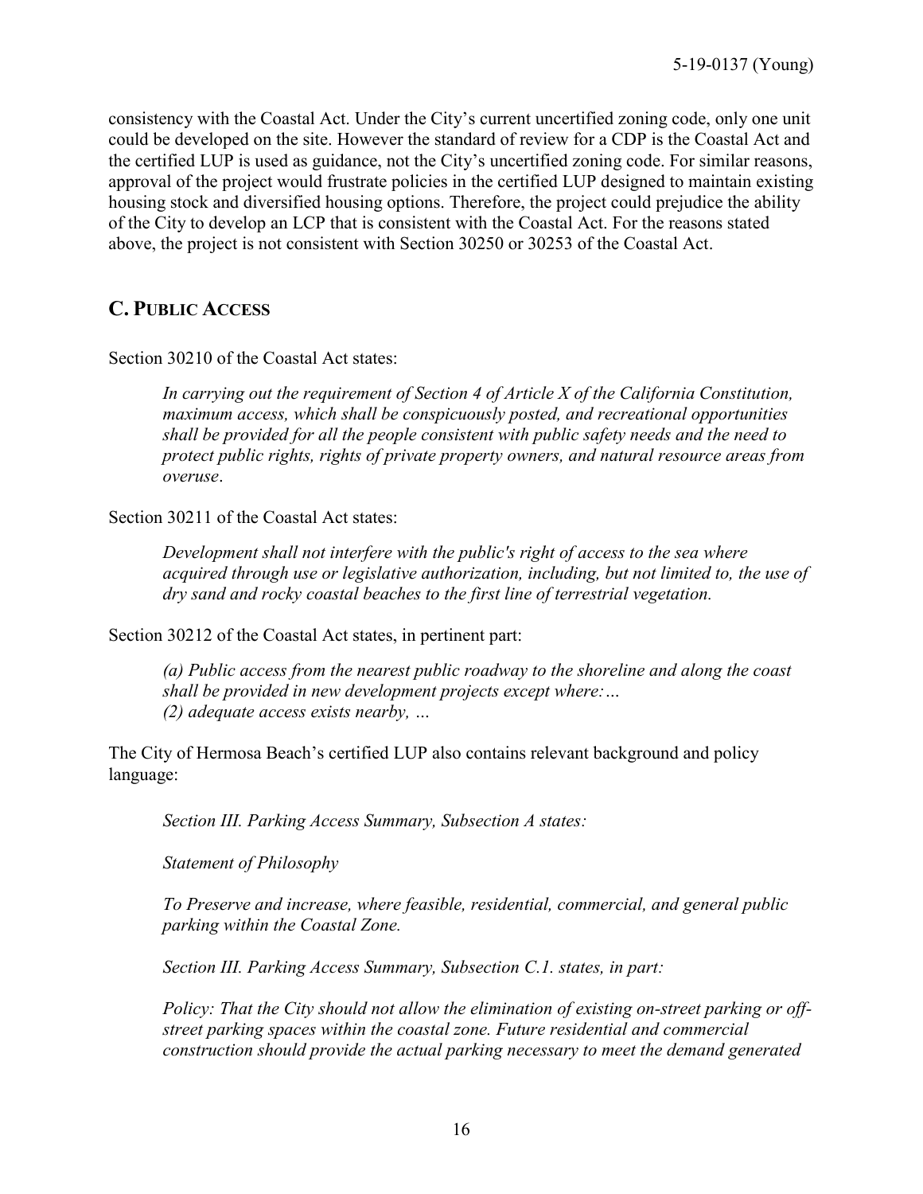consistency with the Coastal Act. Under the City's current uncertified zoning code, only one unit could be developed on the site. However the standard of review for a CDP is the Coastal Act and the certified LUP is used as guidance, not the City's uncertified zoning code. For similar reasons, approval of the project would frustrate policies in the certified LUP designed to maintain existing housing stock and diversified housing options. Therefore, the project could prejudice the ability of the City to develop an LCP that is consistent with the Coastal Act. For the reasons stated above, the project is not consistent with Section 30250 or 30253 of the Coastal Act.

## C. PUBLIC ACCESS

Section 30210 of the Coastal Act states:

> *In carrying out the requirement of Section 4 of Article X of the California Constitution, maximum access, which shall be conspicuously posted, and recreational opportunities shall be provided for all the people consistent with public safety needs and the need to protect public rights, rights of private property owners, and natural resource areas from overuse*.

Section 30211 of the Coastal Act states:

> *Development shall not interfere with the public's right of access to the sea where acquired through use or legislative authorization, including, but not limited to, the use of dry sand and rocky coastal beaches to the first line of terrestrial vegetation.*

Section 30212 of the Coastal Act states, in pertinent part:

> *(a) Public access from the nearest public roadway to the shoreline and along the coast shall be provided in new development projects except where:…*
> *(2) adequate access exists nearby, …*

The City of Hermosa Beach's certified LUP also contains relevant background and policy language:

> *Section III. Parking Access Summary, Subsection A states:*
>
> *Statement of Philosophy*
>
> *To Preserve and increase, where feasible, residential, commercial, and general public parking within the Coastal Zone.*
>
> *Section III. Parking Access Summary, Subsection C.1. states, in part:*
>
> *Policy: That the City should not allow the elimination of existing on-street parking or off-street parking spaces within the coastal zone. Future residential and commercial construction should provide the actual parking necessary to meet the demand generated*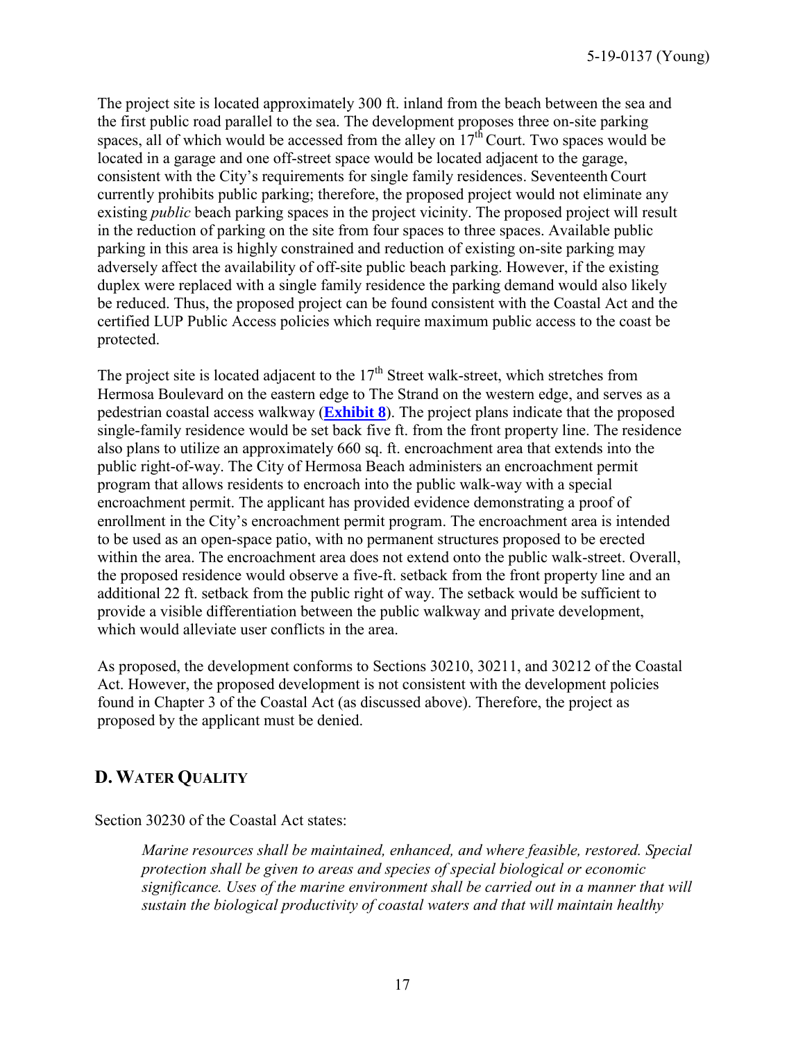The project site is located approximately 300 ft. inland from the beach between the sea and the first public road parallel to the sea. The development proposes three on-site parking spaces, all of which would be accessed from the alley on 17th Court. Two spaces would be located in a garage and one off-street space would be located adjacent to the garage, consistent with the City's requirements for single family residences. Seventeenth Court currently prohibits public parking; therefore, the proposed project would not eliminate any existing *public* beach parking spaces in the project vicinity. The proposed project will result in the reduction of parking on the site from four spaces to three spaces. Available public parking in this area is highly constrained and reduction of existing on-site parking may adversely affect the availability of off-site public beach parking. However, if the existing duplex were replaced with a single family residence the parking demand would also likely be reduced. Thus, the proposed project can be found consistent with the Coastal Act and the certified LUP Public Access policies which require maximum public access to the coast be protected.

The project site is located adjacent to the 17th Street walk-street, which stretches from Hermosa Boulevard on the eastern edge to The Strand on the western edge, and serves as a pedestrian coastal access walkway (**Exhibit 8**). The project plans indicate that the proposed single-family residence would be set back five ft. from the front property line. The residence also plans to utilize an approximately 660 sq. ft. encroachment area that extends into the public right-of-way. The City of Hermosa Beach administers an encroachment permit program that allows residents to encroach into the public walk-way with a special encroachment permit. The applicant has provided evidence demonstrating a proof of enrollment in the City's encroachment permit program. The encroachment area is intended to be used as an open-space patio, with no permanent structures proposed to be erected within the area. The encroachment area does not extend onto the public walk-street. Overall, the proposed residence would observe a five-ft. setback from the front property line and an additional 22 ft. setback from the public right of way. The setback would be sufficient to provide a visible differentiation between the public walkway and private development, which would alleviate user conflicts in the area.

As proposed, the development conforms to Sections 30210, 30211, and 30212 of the Coastal Act. However, the proposed development is not consistent with the development policies found in Chapter 3 of the Coastal Act (as discussed above). Therefore, the project as proposed by the applicant must be denied.

## D. WATER QUALITY

Section 30230 of the Coastal Act states:

> *Marine resources shall be maintained, enhanced, and where feasible, restored. Special protection shall be given to areas and species of special biological or economic significance. Uses of the marine environment shall be carried out in a manner that will sustain the biological productivity of coastal waters and that will maintain healthy*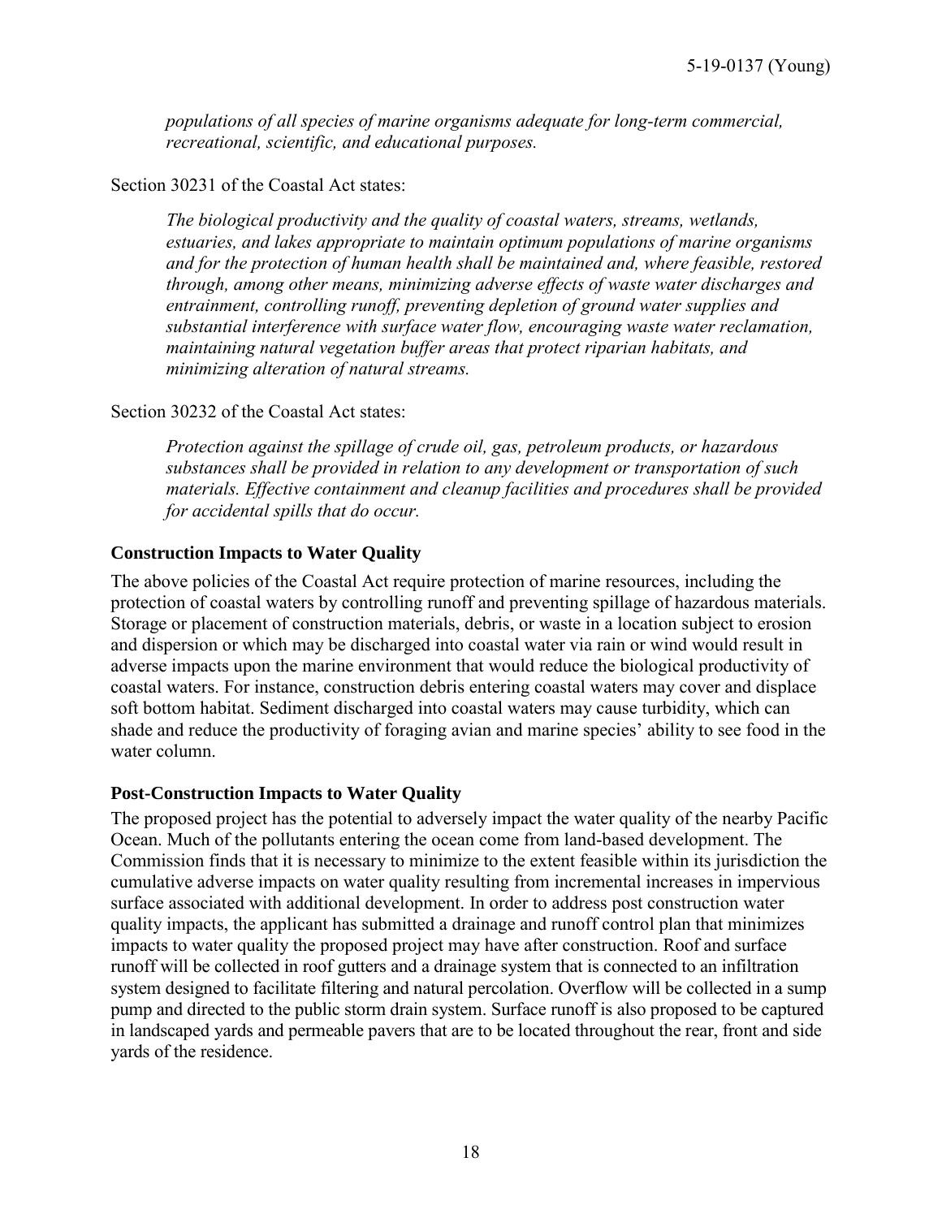*populations of all species of marine organisms adequate for long-term commercial, recreational, scientific, and educational purposes.*

Section 30231 of the Coastal Act states:

*The biological productivity and the quality of coastal waters, streams, wetlands, estuaries, and lakes appropriate to maintain optimum populations of marine organisms and for the protection of human health shall be maintained and, where feasible, restored through, among other means, minimizing adverse effects of waste water discharges and entrainment, controlling runoff, preventing depletion of ground water supplies and substantial interference with surface water flow, encouraging waste water reclamation, maintaining natural vegetation buffer areas that protect riparian habitats, and minimizing alteration of natural streams.*

Section 30232 of the Coastal Act states:

*Protection against the spillage of crude oil, gas, petroleum products, or hazardous substances shall be provided in relation to any development or transportation of such materials. Effective containment and cleanup facilities and procedures shall be provided for accidental spills that do occur.*

**Construction Impacts to Water Quality**

The above policies of the Coastal Act require protection of marine resources, including the protection of coastal waters by controlling runoff and preventing spillage of hazardous materials. Storage or placement of construction materials, debris, or waste in a location subject to erosion and dispersion or which may be discharged into coastal water via rain or wind would result in adverse impacts upon the marine environment that would reduce the biological productivity of coastal waters. For instance, construction debris entering coastal waters may cover and displace soft bottom habitat. Sediment discharged into coastal waters may cause turbidity, which can shade and reduce the productivity of foraging avian and marine species' ability to see food in the water column.

**Post-Construction Impacts to Water Quality**

The proposed project has the potential to adversely impact the water quality of the nearby Pacific Ocean. Much of the pollutants entering the ocean come from land-based development. The Commission finds that it is necessary to minimize to the extent feasible within its jurisdiction the cumulative adverse impacts on water quality resulting from incremental increases in impervious surface associated with additional development. In order to address post construction water quality impacts, the applicant has submitted a drainage and runoff control plan that minimizes impacts to water quality the proposed project may have after construction. Roof and surface runoff will be collected in roof gutters and a drainage system that is connected to an infiltration system designed to facilitate filtering and natural percolation. Overflow will be collected in a sump pump and directed to the public storm drain system. Surface runoff is also proposed to be captured in landscaped yards and permeable pavers that are to be located throughout the rear, front and side yards of the residence.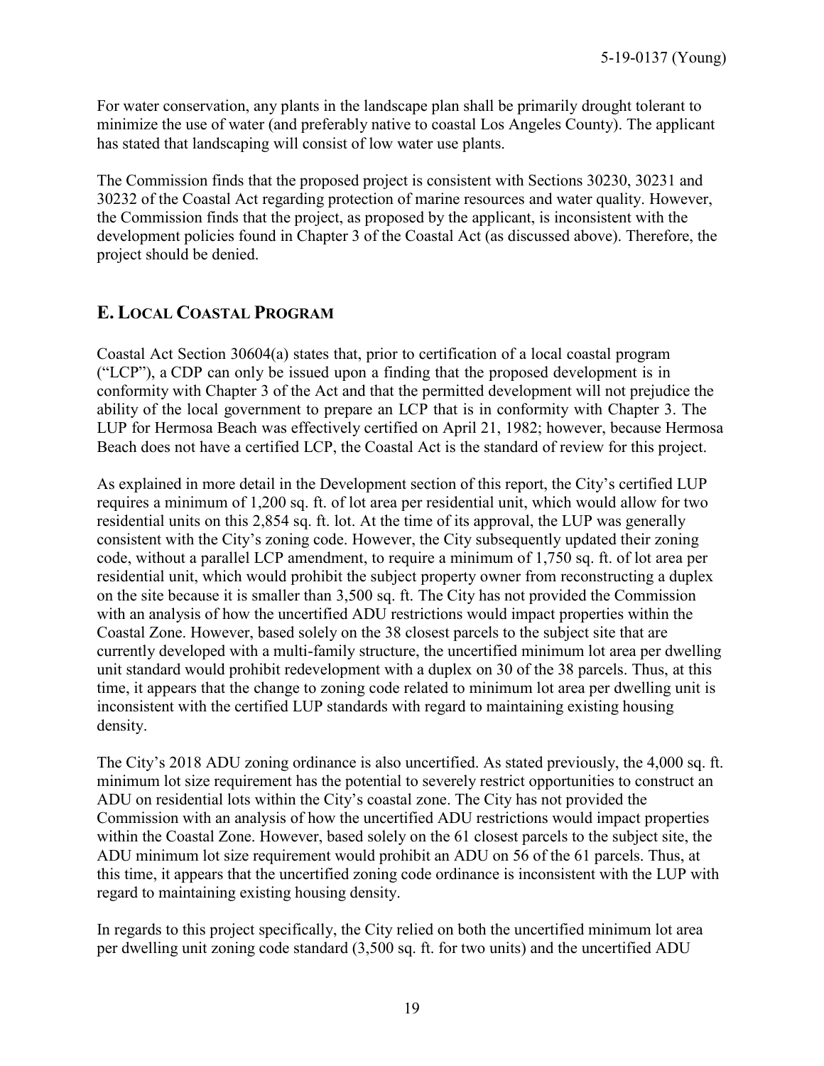For water conservation, any plants in the landscape plan shall be primarily drought tolerant to minimize the use of water (and preferably native to coastal Los Angeles County). The applicant has stated that landscaping will consist of low water use plants.

The Commission finds that the proposed project is consistent with Sections 30230, 30231 and 30232 of the Coastal Act regarding protection of marine resources and water quality. However, the Commission finds that the project, as proposed by the applicant, is inconsistent with the development policies found in Chapter 3 of the Coastal Act (as discussed above). Therefore, the project should be denied.

## E. LOCAL COASTAL PROGRAM

Coastal Act Section 30604(a) states that, prior to certification of a local coastal program ("LCP"), a CDP can only be issued upon a finding that the proposed development is in conformity with Chapter 3 of the Act and that the permitted development will not prejudice the ability of the local government to prepare an LCP that is in conformity with Chapter 3. The LUP for Hermosa Beach was effectively certified on April 21, 1982; however, because Hermosa Beach does not have a certified LCP, the Coastal Act is the standard of review for this project.

As explained in more detail in the Development section of this report, the City's certified LUP requires a minimum of 1,200 sq. ft. of lot area per residential unit, which would allow for two residential units on this 2,854 sq. ft. lot. At the time of its approval, the LUP was generally consistent with the City's zoning code. However, the City subsequently updated their zoning code, without a parallel LCP amendment, to require a minimum of 1,750 sq. ft. of lot area per residential unit, which would prohibit the subject property owner from reconstructing a duplex on the site because it is smaller than 3,500 sq. ft. The City has not provided the Commission with an analysis of how the uncertified ADU restrictions would impact properties within the Coastal Zone. However, based solely on the 38 closest parcels to the subject site that are currently developed with a multi-family structure, the uncertified minimum lot area per dwelling unit standard would prohibit redevelopment with a duplex on 30 of the 38 parcels. Thus, at this time, it appears that the change to zoning code related to minimum lot area per dwelling unit is inconsistent with the certified LUP standards with regard to maintaining existing housing density.

The City's 2018 ADU zoning ordinance is also uncertified. As stated previously, the 4,000 sq. ft. minimum lot size requirement has the potential to severely restrict opportunities to construct an ADU on residential lots within the City's coastal zone. The City has not provided the Commission with an analysis of how the uncertified ADU restrictions would impact properties within the Coastal Zone. However, based solely on the 61 closest parcels to the subject site, the ADU minimum lot size requirement would prohibit an ADU on 56 of the 61 parcels. Thus, at this time, it appears that the uncertified zoning code ordinance is inconsistent with the LUP with regard to maintaining existing housing density.

In regards to this project specifically, the City relied on both the uncertified minimum lot area per dwelling unit zoning code standard (3,500 sq. ft. for two units) and the uncertified ADU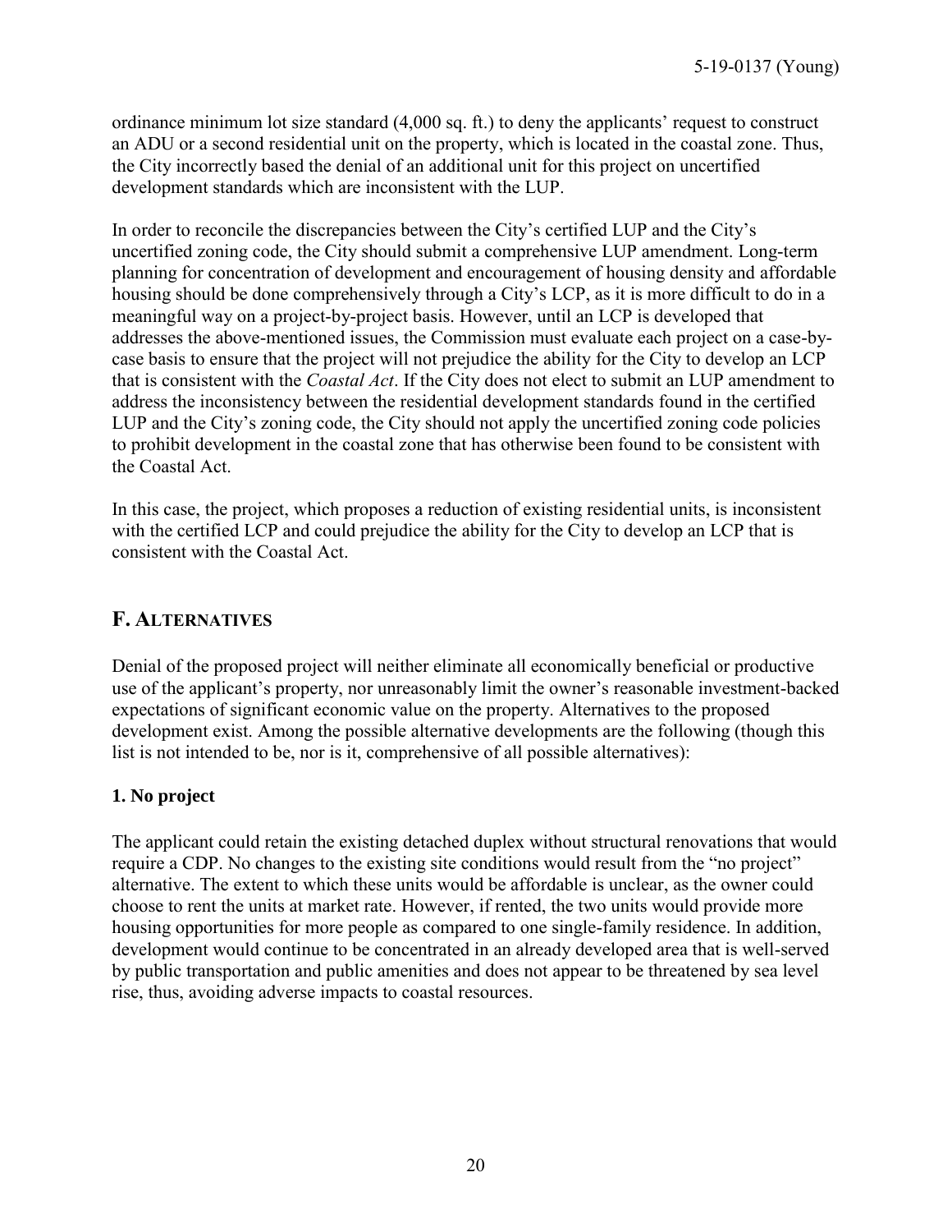ordinance minimum lot size standard (4,000 sq. ft.) to deny the applicants' request to construct an ADU or a second residential unit on the property, which is located in the coastal zone. Thus, the City incorrectly based the denial of an additional unit for this project on uncertified development standards which are inconsistent with the LUP.

In order to reconcile the discrepancies between the City's certified LUP and the City's uncertified zoning code, the City should submit a comprehensive LUP amendment. Long-term planning for concentration of development and encouragement of housing density and affordable housing should be done comprehensively through a City's LCP, as it is more difficult to do in a meaningful way on a project-by-project basis. However, until an LCP is developed that addresses the above-mentioned issues, the Commission must evaluate each project on a case-by-case basis to ensure that the project will not prejudice the ability for the City to develop an LCP that is consistent with the *Coastal Act*. If the City does not elect to submit an LUP amendment to address the inconsistency between the residential development standards found in the certified LUP and the City's zoning code, the City should not apply the uncertified zoning code policies to prohibit development in the coastal zone that has otherwise been found to be consistent with the Coastal Act.

In this case, the project, which proposes a reduction of existing residential units, is inconsistent with the certified LCP and could prejudice the ability for the City to develop an LCP that is consistent with the Coastal Act.

## F. ALTERNATIVES

Denial of the proposed project will neither eliminate all economically beneficial or productive use of the applicant's property, nor unreasonably limit the owner's reasonable investment-backed expectations of significant economic value on the property. Alternatives to the proposed development exist. Among the possible alternative developments are the following (though this list is not intended to be, nor is it, comprehensive of all possible alternatives):

### 1. No project

The applicant could retain the existing detached duplex without structural renovations that would require a CDP. No changes to the existing site conditions would result from the "no project" alternative. The extent to which these units would be affordable is unclear, as the owner could choose to rent the units at market rate. However, if rented, the two units would provide more housing opportunities for more people as compared to one single-family residence. In addition, development would continue to be concentrated in an already developed area that is well-served by public transportation and public amenities and does not appear to be threatened by sea level rise, thus, avoiding adverse impacts to coastal resources.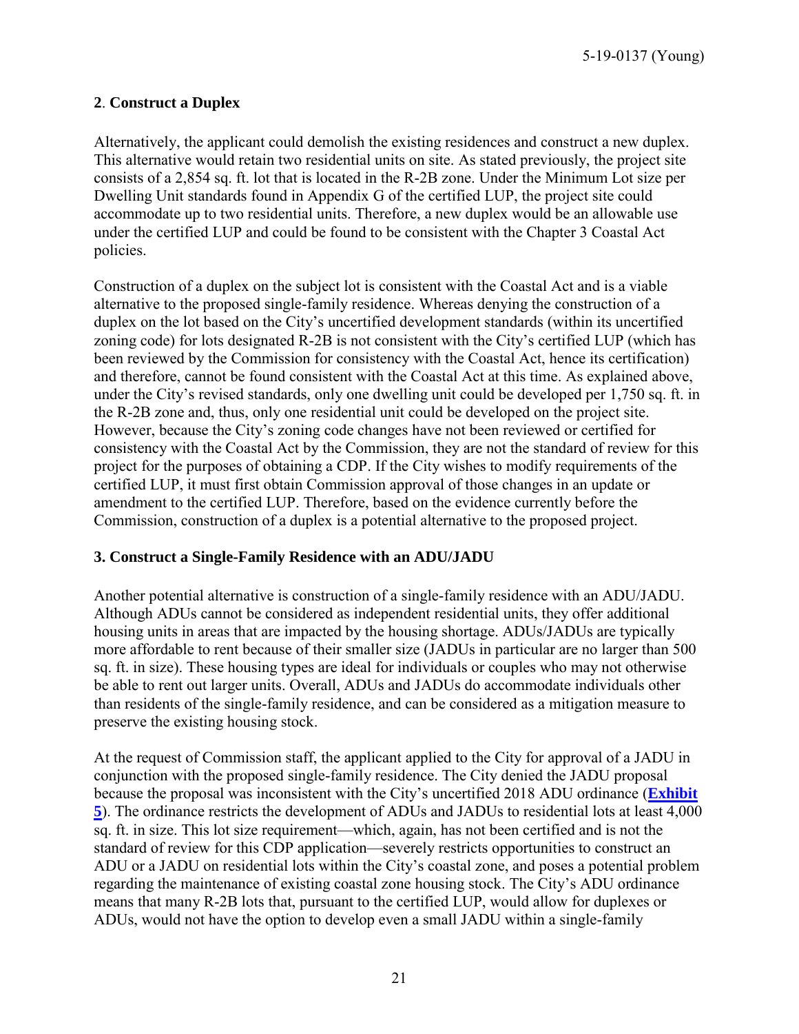**2**. **Construct a Duplex**

Alternatively, the applicant could demolish the existing residences and construct a new duplex. This alternative would retain two residential units on site. As stated previously, the project site consists of a 2,854 sq. ft. lot that is located in the R-2B zone. Under the Minimum Lot size per Dwelling Unit standards found in Appendix G of the certified LUP, the project site could accommodate up to two residential units. Therefore, a new duplex would be an allowable use under the certified LUP and could be found to be consistent with the Chapter 3 Coastal Act policies.

Construction of a duplex on the subject lot is consistent with the Coastal Act and is a viable alternative to the proposed single-family residence. Whereas denying the construction of a duplex on the lot based on the City's uncertified development standards (within its uncertified zoning code) for lots designated R-2B is not consistent with the City's certified LUP (which has been reviewed by the Commission for consistency with the Coastal Act, hence its certification) and therefore, cannot be found consistent with the Coastal Act at this time. As explained above, under the City's revised standards, only one dwelling unit could be developed per 1,750 sq. ft. in the R-2B zone and, thus, only one residential unit could be developed on the project site. However, because the City's zoning code changes have not been reviewed or certified for consistency with the Coastal Act by the Commission, they are not the standard of review for this project for the purposes of obtaining a CDP. If the City wishes to modify requirements of the certified LUP, it must first obtain Commission approval of those changes in an update or amendment to the certified LUP. Therefore, based on the evidence currently before the Commission, construction of a duplex is a potential alternative to the proposed project.

**3. Construct a Single-Family Residence with an ADU/JADU**

Another potential alternative is construction of a single-family residence with an ADU/JADU. Although ADUs cannot be considered as independent residential units, they offer additional housing units in areas that are impacted by the housing shortage. ADUs/JADUs are typically more affordable to rent because of their smaller size (JADUs in particular are no larger than 500 sq. ft. in size). These housing types are ideal for individuals or couples who may not otherwise be able to rent out larger units. Overall, ADUs and JADUs do accommodate individuals other than residents of the single-family residence, and can be considered as a mitigation measure to preserve the existing housing stock.

At the request of Commission staff, the applicant applied to the City for approval of a JADU in conjunction with the proposed single-family residence. The City denied the JADU proposal because the proposal was inconsistent with the City's uncertified 2018 ADU ordinance (**Exhibit 5**). The ordinance restricts the development of ADUs and JADUs to residential lots at least 4,000 sq. ft. in size. This lot size requirement—which, again, has not been certified and is not the standard of review for this CDP application—severely restricts opportunities to construct an ADU or a JADU on residential lots within the City's coastal zone, and poses a potential problem regarding the maintenance of existing coastal zone housing stock. The City's ADU ordinance means that many R-2B lots that, pursuant to the certified LUP, would allow for duplexes or ADUs, would not have the option to develop even a small JADU within a single-family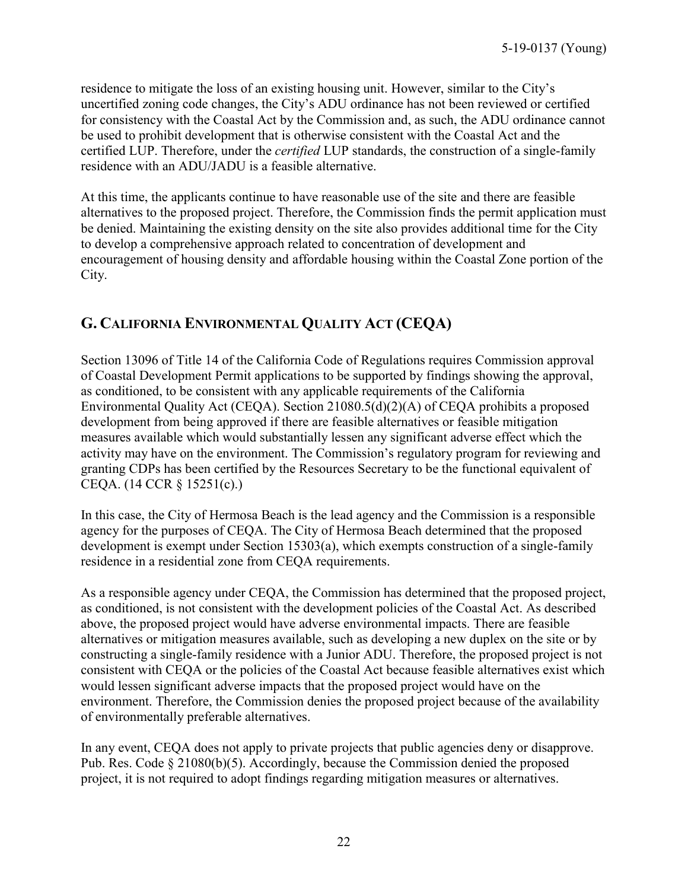residence to mitigate the loss of an existing housing unit. However, similar to the City's uncertified zoning code changes, the City's ADU ordinance has not been reviewed or certified for consistency with the Coastal Act by the Commission and, as such, the ADU ordinance cannot be used to prohibit development that is otherwise consistent with the Coastal Act and the certified LUP. Therefore, under the *certified* LUP standards, the construction of a single-family residence with an ADU/JADU is a feasible alternative.

At this time, the applicants continue to have reasonable use of the site and there are feasible alternatives to the proposed project. Therefore, the Commission finds the permit application must be denied. Maintaining the existing density on the site also provides additional time for the City to develop a comprehensive approach related to concentration of development and encouragement of housing density and affordable housing within the Coastal Zone portion of the City.

## G. CALIFORNIA ENVIRONMENTAL QUALITY ACT (CEQA)

Section 13096 of Title 14 of the California Code of Regulations requires Commission approval of Coastal Development Permit applications to be supported by findings showing the approval, as conditioned, to be consistent with any applicable requirements of the California Environmental Quality Act (CEQA). Section 21080.5(d)(2)(A) of CEQA prohibits a proposed development from being approved if there are feasible alternatives or feasible mitigation measures available which would substantially lessen any significant adverse effect which the activity may have on the environment. The Commission's regulatory program for reviewing and granting CDPs has been certified by the Resources Secretary to be the functional equivalent of CEQA. (14 CCR § 15251(c).)

In this case, the City of Hermosa Beach is the lead agency and the Commission is a responsible agency for the purposes of CEQA. The City of Hermosa Beach determined that the proposed development is exempt under Section 15303(a), which exempts construction of a single-family residence in a residential zone from CEQA requirements.

As a responsible agency under CEQA, the Commission has determined that the proposed project, as conditioned, is not consistent with the development policies of the Coastal Act. As described above, the proposed project would have adverse environmental impacts. There are feasible alternatives or mitigation measures available, such as developing a new duplex on the site or by constructing a single-family residence with a Junior ADU. Therefore, the proposed project is not consistent with CEQA or the policies of the Coastal Act because feasible alternatives exist which would lessen significant adverse impacts that the proposed project would have on the environment. Therefore, the Commission denies the proposed project because of the availability of environmentally preferable alternatives.

In any event, CEQA does not apply to private projects that public agencies deny or disapprove. Pub. Res. Code § 21080(b)(5). Accordingly, because the Commission denied the proposed project, it is not required to adopt findings regarding mitigation measures or alternatives.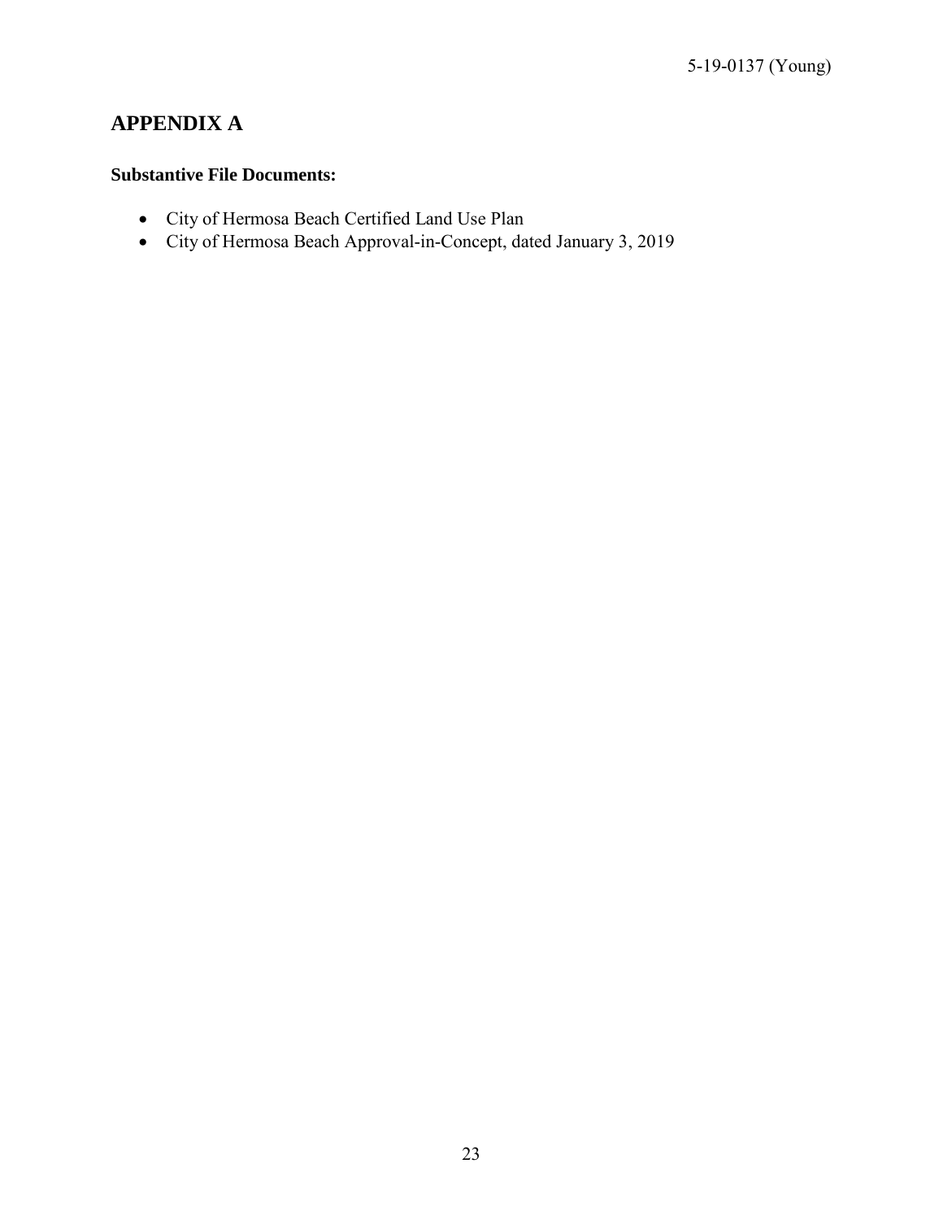# APPENDIX A

**Substantive File Documents:**

- City of Hermosa Beach Certified Land Use Plan
- City of Hermosa Beach Approval-in-Concept, dated January 3, 2019